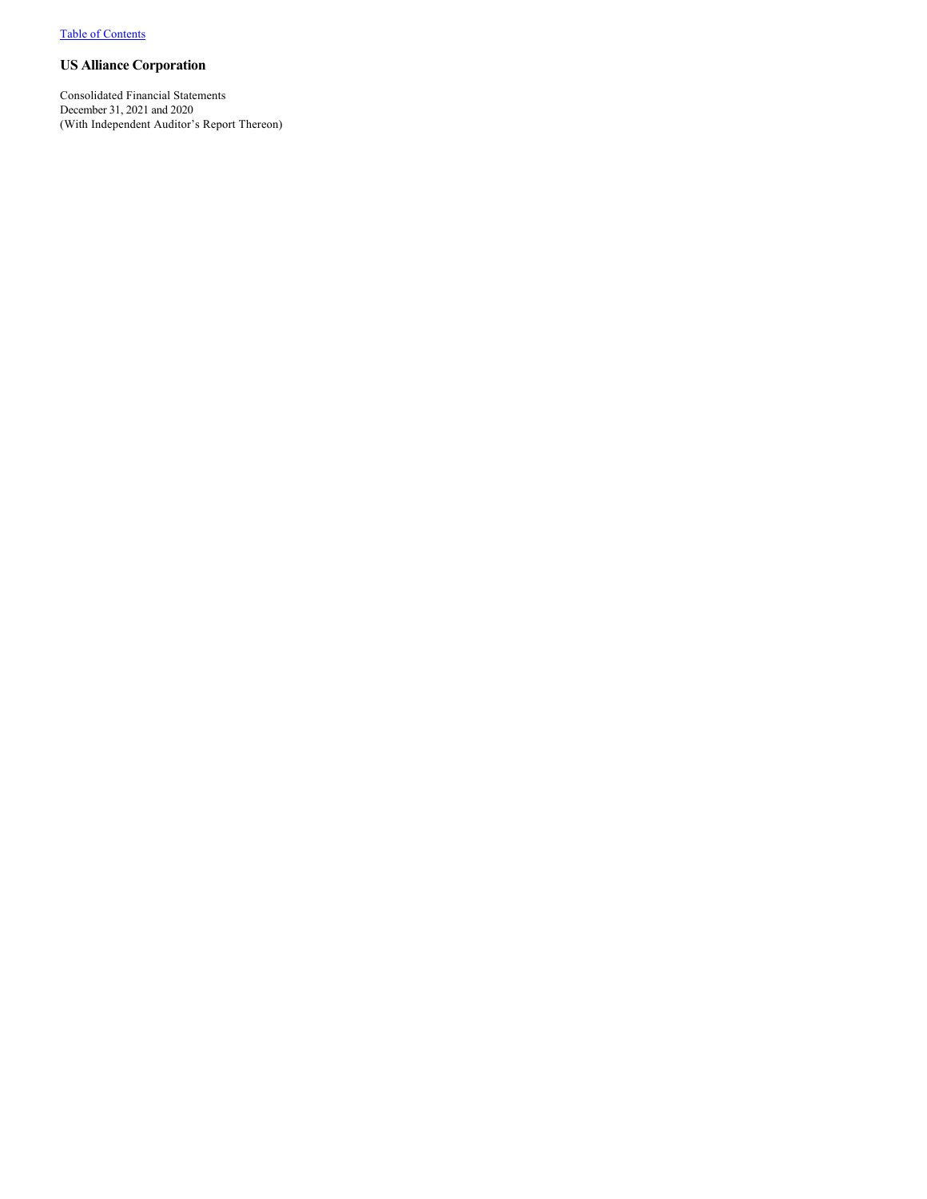[Table of Contents](#)

# US Alliance Corporation

Consolidated Financial Statements
December 31, 2021 and 2020
(With Independent Auditor's Report Thereon)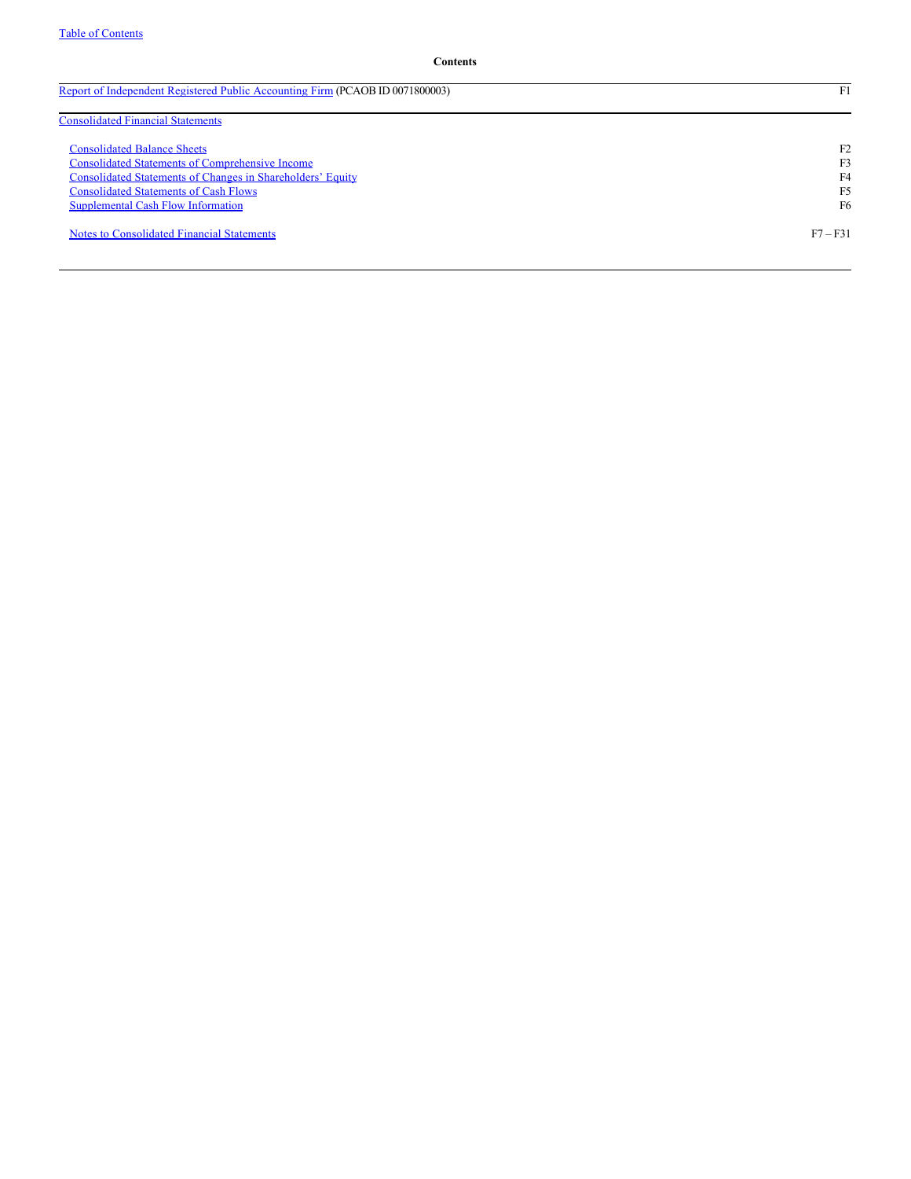**Contents**

| | |
|---|---|
| Report of Independent Registered Public Accounting Firm (PCAOB ID 0071800003) | F1 |
| Consolidated Financial Statements | |
| Consolidated Balance Sheets | F2 |
| Consolidated Statements of Comprehensive Income | F3 |
| Consolidated Statements of Changes in Shareholders' Equity | F4 |
| Consolidated Statements of Cash Flows | F5 |
| Supplemental Cash Flow Information | F6 |
| Notes to Consolidated Financial Statements | F7 – F31 |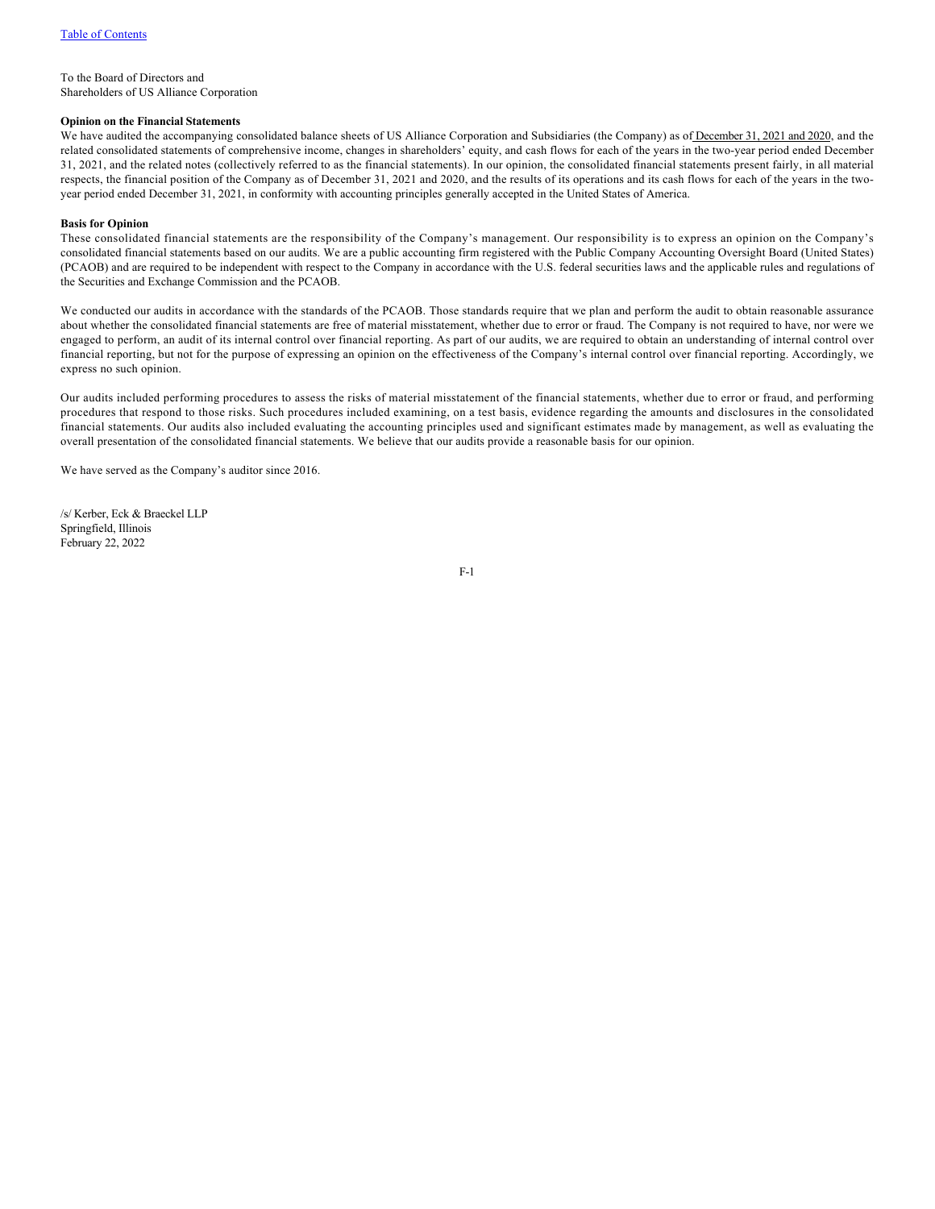To the Board of Directors and
Shareholders of US Alliance Corporation

**Opinion on the Financial Statements**

We have audited the accompanying consolidated balance sheets of US Alliance Corporation and Subsidiaries (the Company) as of December 31, 2021 and 2020, and the related consolidated statements of comprehensive income, changes in shareholders' equity, and cash flows for each of the years in the two-year period ended December 31, 2021, and the related notes (collectively referred to as the financial statements). In our opinion, the consolidated financial statements present fairly, in all material respects, the financial position of the Company as of December 31, 2021 and 2020, and the results of its operations and its cash flows for each of the years in the two-year period ended December 31, 2021, in conformity with accounting principles generally accepted in the United States of America.

**Basis for Opinion**

These consolidated financial statements are the responsibility of the Company's management. Our responsibility is to express an opinion on the Company's consolidated financial statements based on our audits. We are a public accounting firm registered with the Public Company Accounting Oversight Board (United States) (PCAOB) and are required to be independent with respect to the Company in accordance with the U.S. federal securities laws and the applicable rules and regulations of the Securities and Exchange Commission and the PCAOB.

We conducted our audits in accordance with the standards of the PCAOB. Those standards require that we plan and perform the audit to obtain reasonable assurance about whether the consolidated financial statements are free of material misstatement, whether due to error or fraud. The Company is not required to have, nor were we engaged to perform, an audit of its internal control over financial reporting. As part of our audits, we are required to obtain an understanding of internal control over financial reporting, but not for the purpose of expressing an opinion on the effectiveness of the Company's internal control over financial reporting. Accordingly, we express no such opinion.

Our audits included performing procedures to assess the risks of material misstatement of the financial statements, whether due to error or fraud, and performing procedures that respond to those risks. Such procedures included examining, on a test basis, evidence regarding the amounts and disclosures in the consolidated financial statements. Our audits also included evaluating the accounting principles used and significant estimates made by management, as well as evaluating the overall presentation of the consolidated financial statements. We believe that our audits provide a reasonable basis for our opinion.

We have served as the Company's auditor since 2016.

/s/ Kerber, Eck & Braeckel LLP
Springfield, Illinois
February 22, 2022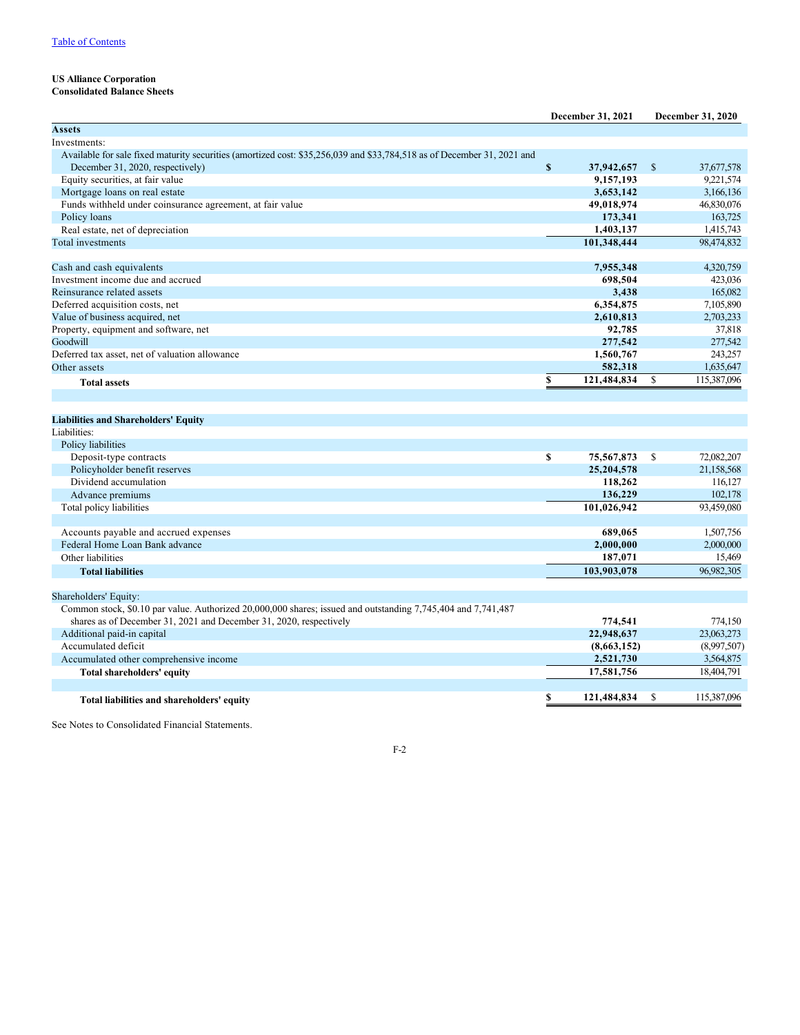[Table of Contents](#)

**US Alliance Corporation**
**Consolidated Balance Sheets**

| | December 31, 2021 | December 31, 2020 |
|---|---|---|
| **Assets** | | |
| Investments: | | |
| Available for sale fixed maturity securities (amortized cost: $35,256,039 and $33,784,518 as of December 31, 2021 and December 31, 2020, respectively) | **$ 37,942,657** | $ 37,677,578 |
| Equity securities, at fair value | **9,157,193** | 9,221,574 |
| Mortgage loans on real estate | **3,653,142** | 3,166,136 |
| Funds withheld under coinsurance agreement, at fair value | **49,018,974** | 46,830,076 |
| Policy loans | **173,341** | 163,725 |
| Real estate, net of depreciation | **1,403,137** | 1,415,743 |
| Total investments | **101,348,444** | 98,474,832 |
| | | |
| Cash and cash equivalents | **7,955,348** | 4,320,759 |
| Investment income due and accrued | **698,504** | 423,036 |
| Reinsurance related assets | **3,438** | 165,082 |
| Deferred acquisition costs, net | **6,354,875** | 7,105,890 |
| Value of business acquired, net | **2,610,813** | 2,703,233 |
| Property, equipment and software, net | **92,785** | 37,818 |
| Goodwill | **277,542** | 277,542 |
| Deferred tax asset, net of valuation allowance | **1,560,767** | 243,257 |
| Other assets | **582,318** | 1,635,647 |
| **Total assets** | **$ 121,484,834** | $ 115,387,096 |
| | | |
| **Liabilities and Shareholders' Equity** | | |
| Liabilities: | | |
| Policy liabilities | | |
| Deposit-type contracts | **$ 75,567,873** | $ 72,082,207 |
| Policyholder benefit reserves | **25,204,578** | 21,158,568 |
| Dividend accumulation | **118,262** | 116,127 |
| Advance premiums | **136,229** | 102,178 |
| Total policy liabilities | **101,026,942** | 93,459,080 |
| | | |
| Accounts payable and accrued expenses | **689,065** | 1,507,756 |
| Federal Home Loan Bank advance | **2,000,000** | 2,000,000 |
| Other liabilities | **187,071** | 15,469 |
| **Total liabilities** | **103,903,078** | 96,982,305 |
| | | |
| Shareholders' Equity: | | |
| Common stock, $0.10 par value. Authorized 20,000,000 shares; issued and outstanding 7,745,404 and 7,741,487 shares as of December 31, 2021 and December 31, 2020, respectively | **774,541** | 774,150 |
| Additional paid-in capital | **22,948,637** | 23,063,273 |
| Accumulated deficit | **(8,663,152)** | (8,997,507) |
| Accumulated other comprehensive income | **2,521,730** | 3,564,875 |
| **Total shareholders' equity** | **17,581,756** | 18,404,791 |
| | | |
| **Total liabilities and shareholders' equity** | **$ 121,484,834** | $ 115,387,096 |

See Notes to Consolidated Financial Statements.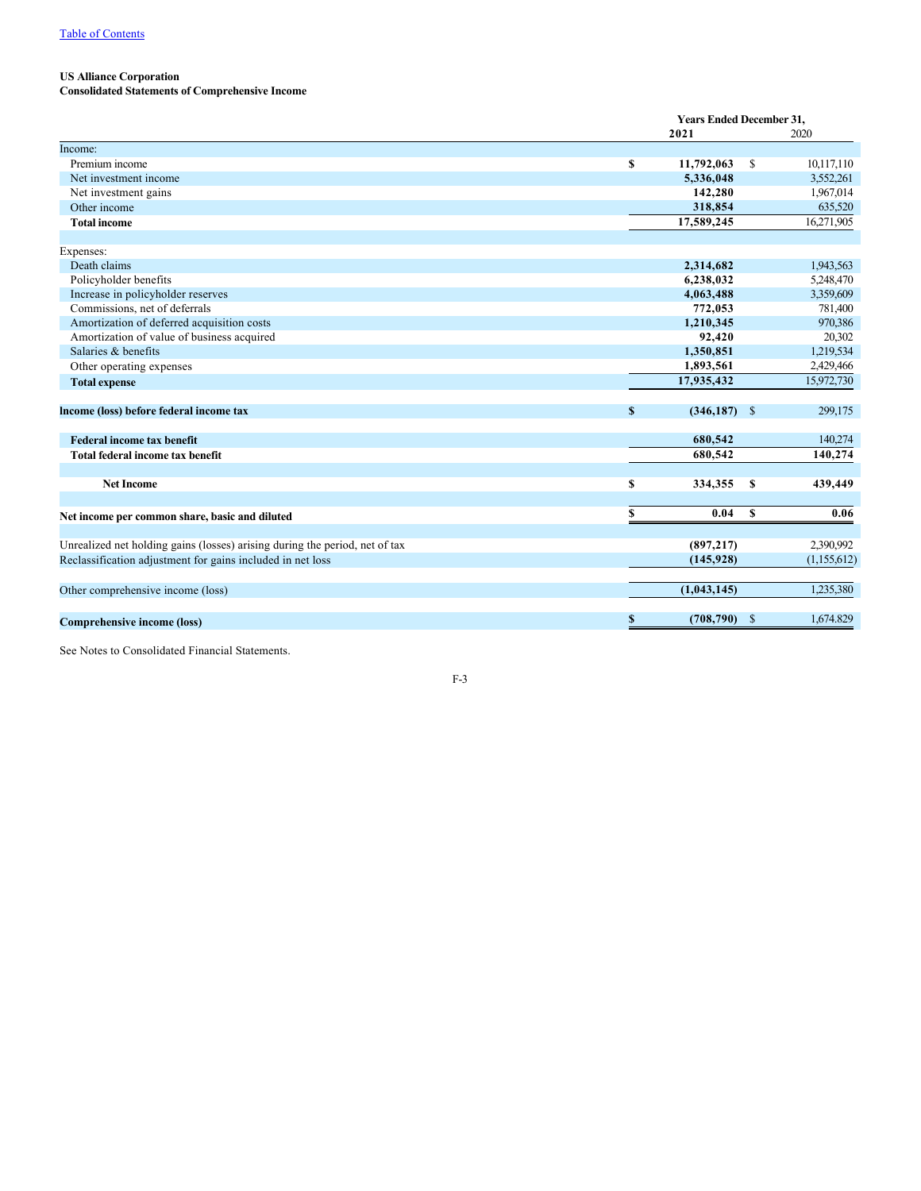Table of Contents

**US Alliance Corporation**
**Consolidated Statements of Comprehensive Income**

| | Years Ended December 31, 2021 | 2020 |
|---|---|---|
| Income: | | |
| Premium income | $ 11,792,063 | $ 10,117,110 |
| Net investment income | 5,336,048 | 3,552,261 |
| Net investment gains | 142,280 | 1,967,014 |
| Other income | 318,854 | 635,520 |
| **Total income** | 17,589,245 | 16,271,905 |
| | | |
| Expenses: | | |
| Death claims | 2,314,682 | 1,943,563 |
| Policyholder benefits | 6,238,032 | 5,248,470 |
| Increase in policyholder reserves | 4,063,488 | 3,359,609 |
| Commissions, net of deferrals | 772,053 | 781,400 |
| Amortization of deferred acquisition costs | 1,210,345 | 970,386 |
| Amortization of value of business acquired | 92,420 | 20,302 |
| Salaries & benefits | 1,350,851 | 1,219,534 |
| Other operating expenses | 1,893,561 | 2,429,466 |
| **Total expense** | 17,935,432 | 15,972,730 |
| | | |
| **Income (loss) before federal income tax** | $ (346,187) | $ 299,175 |
| | | |
| **Federal income tax benefit** | 680,542 | 140,274 |
| **Total federal income tax benefit** | 680,542 | 140,274 |
| | | |
| **Net Income** | $ 334,355 | $ 439,449 |
| | | |
| **Net income per common share, basic and diluted** | $ 0.04 | $ 0.06 |
| | | |
| Unrealized net holding gains (losses) arising during the period, net of tax | (897,217) | 2,390,992 |
| Reclassification adjustment for gains included in net loss | (145,928) | (1,155,612) |
| | | |
| Other comprehensive income (loss) | (1,043,145) | 1,235,380 |
| | | |
| **Comprehensive income (loss)** | $ (708,790) | $ 1,674,829 |

See Notes to Consolidated Financial Statements.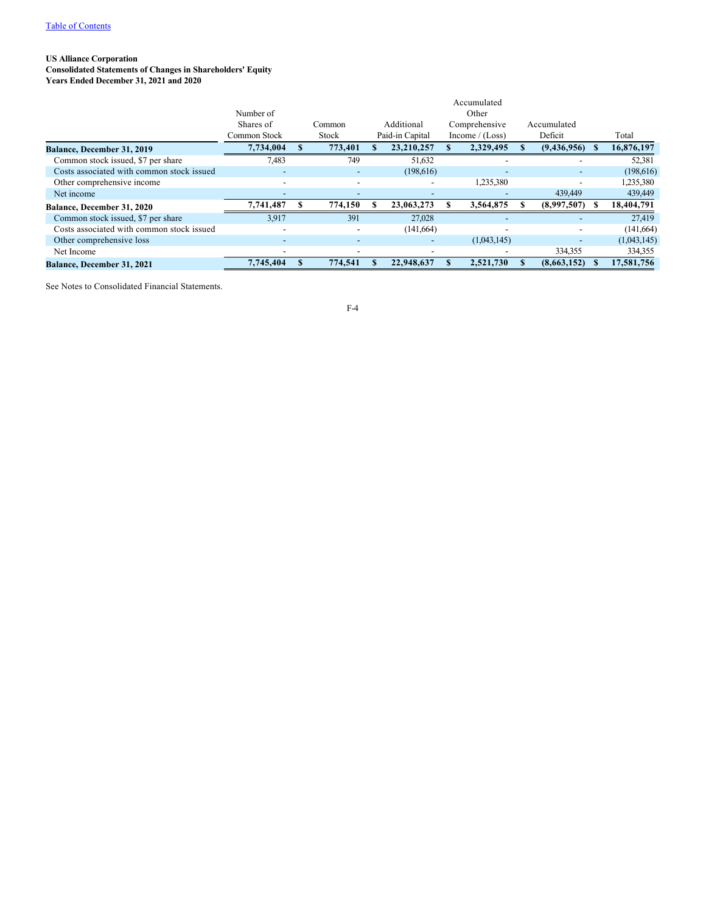[Table of Contents](#)

**US Alliance Corporation**
**Consolidated Statements of Changes in Shareholders' Equity**
**Years Ended December 31, 2021 and 2020**

| | Number of Shares of Common Stock | Common Stock | Additional Paid-in Capital | Accumulated Other Comprehensive Income / (Loss) | Accumulated Deficit | Total |
|---|---|---|---|---|---|---|
| **Balance, December 31, 2019** | **7,734,004** | **$ 773,401** | **$ 23,210,257** | **$ 2,329,495** | **$ (9,436,956)** | **$ 16,876,197** |
| Common stock issued, $7 per share | 7,483 | 749 | 51,632 | - | - | 52,381 |
| Costs associated with common stock issued | - | - | (198,616) | - | - | (198,616) |
| Other comprehensive income | - | - | - | 1,235,380 | - | 1,235,380 |
| Net income | - | - | - | - | 439,449 | 439,449 |
| **Balance, December 31, 2020** | **7,741,487** | **$ 774,150** | **$ 23,063,273** | **$ 3,564,875** | **$ (8,997,507)** | **$ 18,404,791** |
| Common stock issued, $7 per share | 3,917 | 391 | 27,028 | - | - | 27,419 |
| Costs associated with common stock issued | - | - | (141,664) | - | - | (141,664) |
| Other comprehensive loss | - | - | - | (1,043,145) | - | (1,043,145) |
| Net Income | - | - | - | - | 334,355 | 334,355 |
| **Balance, December 31, 2021** | **7,745,404** | **$ 774,541** | **$ 22,948,637** | **$ 2,521,730** | **$ (8,663,152)** | **$ 17,581,756** |

See Notes to Consolidated Financial Statements.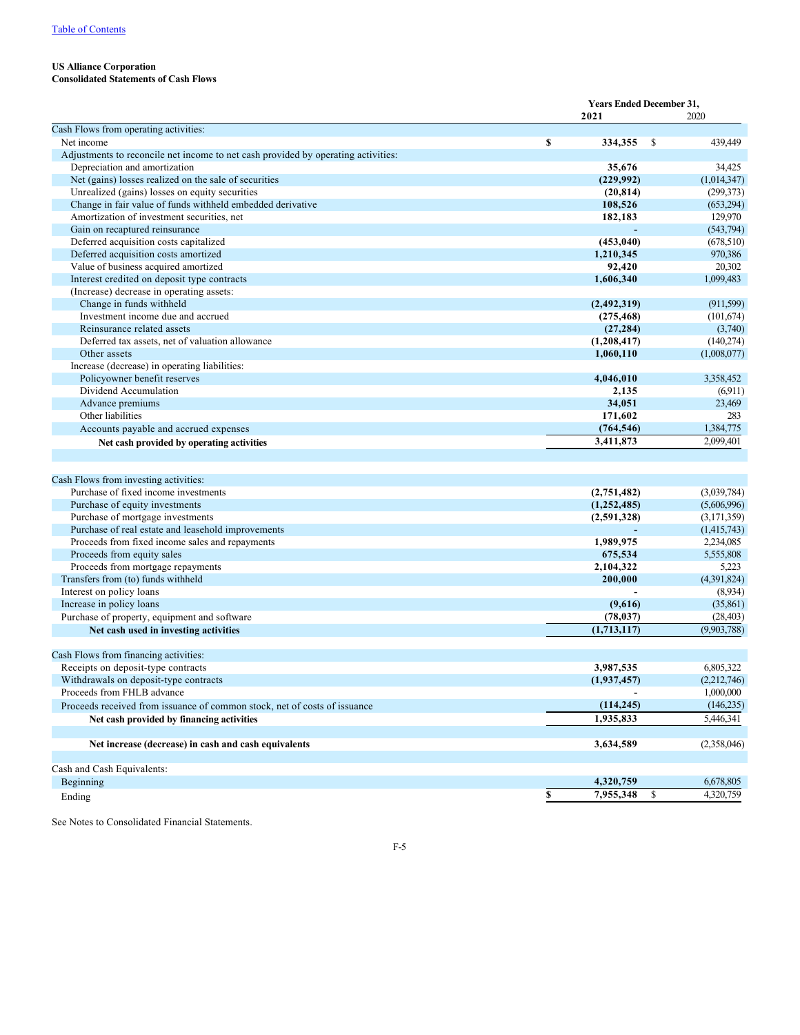Table of Contents

**US Alliance Corporation**
**Consolidated Statements of Cash Flows**

| | Years Ended December 31, 2021 | 2020 |
|---|---|---|
| Cash Flows from operating activities: | | |
| Net income | $ 334,355 | $ 439,449 |
| Adjustments to reconcile net income to net cash provided by operating activities: | | |
| Depreciation and amortization | 35,676 | 34,425 |
| Net (gains) losses realized on the sale of securities | (229,992) | (1,014,347) |
| Unrealized (gains) losses on equity securities | (20,814) | (299,373) |
| Change in fair value of funds withheld embedded derivative | 108,526 | (653,294) |
| Amortization of investment securities, net | 182,183 | 129,970 |
| Gain on recaptured reinsurance | - | (543,794) |
| Deferred acquisition costs capitalized | (453,040) | (678,510) |
| Deferred acquisition costs amortized | 1,210,345 | 970,386 |
| Value of business acquired amortized | 92,420 | 20,302 |
| Interest credited on deposit type contracts | 1,606,340 | 1,099,483 |
| (Increase) decrease in operating assets: | | |
| Change in funds withheld | (2,492,319) | (911,599) |
| Investment income due and accrued | (275,468) | (101,674) |
| Reinsurance related assets | (27,284) | (3,740) |
| Deferred tax assets, net of valuation allowance | (1,208,417) | (140,274) |
| Other assets | 1,060,110 | (1,008,077) |
| Increase (decrease) in operating liabilities: | | |
| Policyowner benefit reserves | 4,046,010 | 3,358,452 |
| Dividend Accumulation | 2,135 | (6,911) |
| Advance premiums | 34,051 | 23,469 |
| Other liabilities | 171,602 | 283 |
| Accounts payable and accrued expenses | (764,546) | 1,384,775 |
| **Net cash provided by operating activities** | 3,411,873 | 2,099,401 |
| | | |
| Cash Flows from investing activities: | | |
| Purchase of fixed income investments | (2,751,482) | (3,039,784) |
| Purchase of equity investments | (1,252,485) | (5,606,996) |
| Purchase of mortgage investments | (2,591,328) | (3,171,359) |
| Purchase of real estate and leasehold improvements | - | (1,415,743) |
| Proceeds from fixed income sales and repayments | 1,989,975 | 2,234,085 |
| Proceeds from equity sales | 675,534 | 5,555,808 |
| Proceeds from mortgage repayments | 2,104,322 | 5,223 |
| Transfers from (to) funds withheld | 200,000 | (4,391,824) |
| Interest on policy loans | - | (8,934) |
| Increase in policy loans | (9,616) | (35,861) |
| Purchase of property, equipment and software | (78,037) | (28,403) |
| **Net cash used in investing activities** | (1,713,117) | (9,903,788) |
| | | |
| Cash Flows from financing activities: | | |
| Receipts on deposit-type contracts | 3,987,535 | 6,805,322 |
| Withdrawals on deposit-type contracts | (1,937,457) | (2,212,746) |
| Proceeds from FHLB advance | - | 1,000,000 |
| Proceeds received from issuance of common stock, net of costs of issuance | (114,245) | (146,235) |
| **Net cash provided by financing activities** | 1,935,833 | 5,446,341 |
| | | |
| **Net increase (decrease) in cash and cash equivalents** | 3,634,589 | (2,358,046) |
| | | |
| Cash and Cash Equivalents: | | |
| Beginning | 4,320,759 | 6,678,805 |
| Ending | $ 7,955,348 | $ 4,320,759 |

See Notes to Consolidated Financial Statements.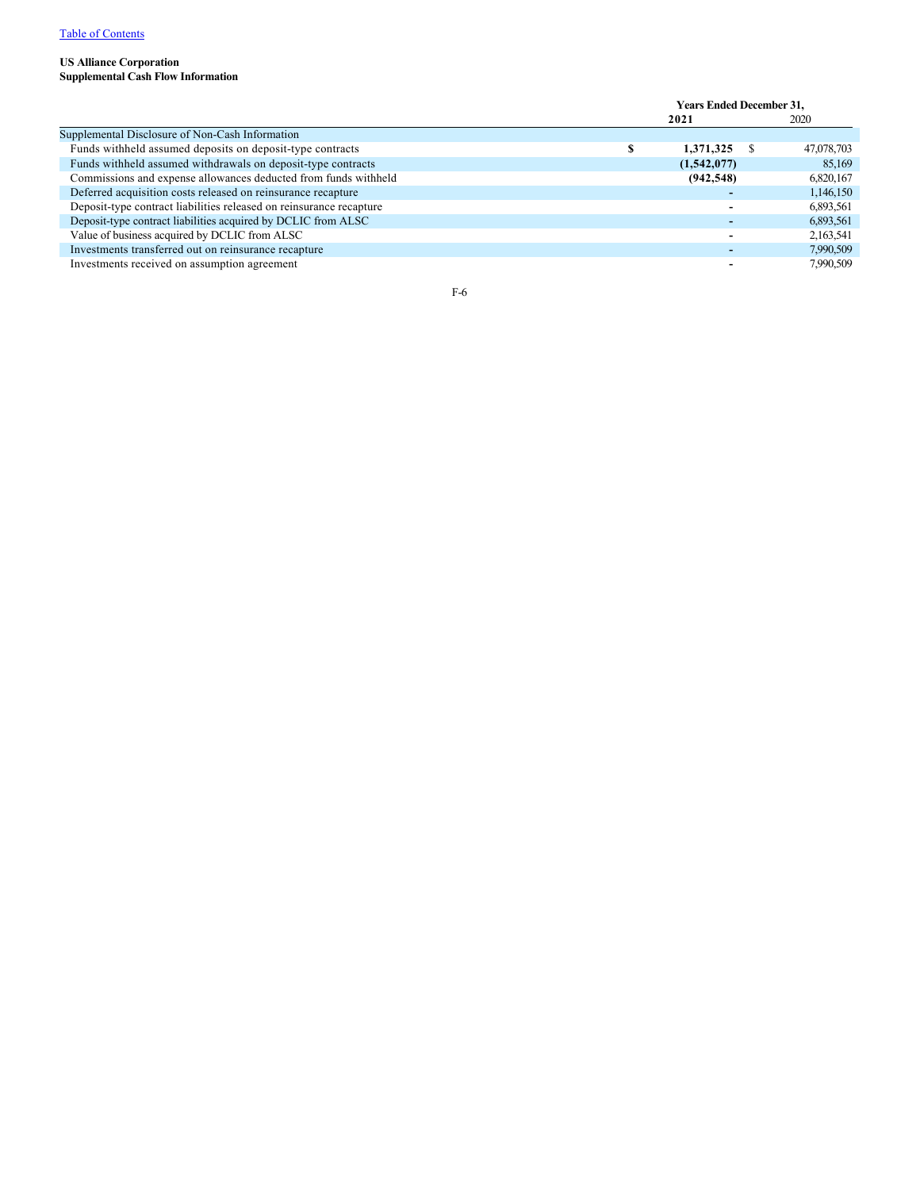**US Alliance Corporation**
**Supplemental Cash Flow Information**

| | Years Ended December 31, | |
|---|---|---|
| | **2021** | 2020 |
| Supplemental Disclosure of Non-Cash Information | | |
| Funds withheld assumed deposits on deposit-type contracts | **$ 1,371,325** | $ 47,078,703 |
| Funds withheld assumed withdrawals on deposit-type contracts | **(1,542,077)** | 85,169 |
| Commissions and expense allowances deducted from funds withheld | **(942,548)** | 6,820,167 |
| Deferred acquisition costs released on reinsurance recapture | **-** | 1,146,150 |
| Deposit-type contract liabilities released on reinsurance recapture | **-** | 6,893,561 |
| Deposit-type contract liabilities acquired by DCLIC from ALSC | **-** | 6,893,561 |
| Value of business acquired by DCLIC from ALSC | **-** | 2,163,541 |
| Investments transferred out on reinsurance recapture | **-** | 7,990,509 |
| Investments received on assumption agreement | **-** | 7,990,509 |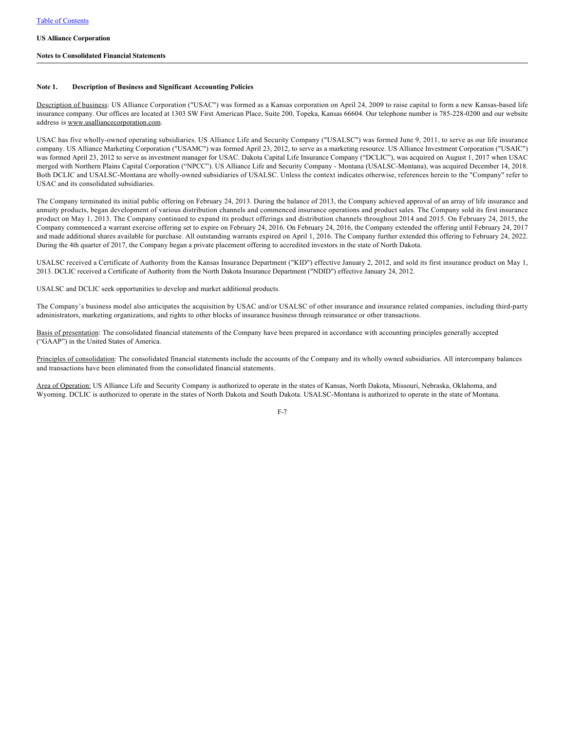[Table of Contents](#)

**US Alliance Corporation**

**Notes to Consolidated Financial Statements**

---

### Note 1. Description of Business and Significant Accounting Policies

Description of business: US Alliance Corporation ("USAC") was formed as a Kansas corporation on April 24, 2009 to raise capital to form a new Kansas-based life insurance company. Our offices are located at 1303 SW First American Place, Suite 200, Topeka, Kansas 66604. Our telephone number is 785-228-0200 and our website address is www.usalliancecorporation.com.

USAC has five wholly-owned operating subsidiaries. US Alliance Life and Security Company ("USALSC") was formed June 9, 2011, to serve as our life insurance company. US Alliance Marketing Corporation ("USAMC") was formed April 23, 2012, to serve as a marketing resource. US Alliance Investment Corporation ("USAIC") was formed April 23, 2012 to serve as investment manager for USAC. Dakota Capital Life Insurance Company ("DCLIC"), was acquired on August 1, 2017 when USAC merged with Northern Plains Capital Corporation ("NPCC"). US Alliance Life and Security Company - Montana (USALSC-Montana), was acquired December 14, 2018. Both DCLIC and USALSC-Montana are wholly-owned subsidiaries of USALSC. Unless the context indicates otherwise, references herein to the "Company" refer to USAC and its consolidated subsidiaries.

The Company terminated its initial public offering on February 24, 2013. During the balance of 2013, the Company achieved approval of an array of life insurance and annuity products, began development of various distribution channels and commenced insurance operations and product sales. The Company sold its first insurance product on May 1, 2013. The Company continued to expand its product offerings and distribution channels throughout 2014 and 2015. On February 24, 2015, the Company commenced a warrant exercise offering set to expire on February 24, 2016. On February 24, 2016, the Company extended the offering until February 24, 2017 and made additional shares available for purchase. All outstanding warrants expired on April 1, 2016. The Company further extended this offering to February 24, 2022. During the 4th quarter of 2017, the Company began a private placement offering to accredited investors in the state of North Dakota.

USALSC received a Certificate of Authority from the Kansas Insurance Department ("KID") effective January 2, 2012, and sold its first insurance product on May 1, 2013. DCLIC received a Certificate of Authority from the North Dakota Insurance Department ("NDID") effective January 24, 2012.

USALSC and DCLIC seek opportunities to develop and market additional products.

The Company's business model also anticipates the acquisition by USAC and/or USALSC of other insurance and insurance related companies, including third-party administrators, marketing organizations, and rights to other blocks of insurance business through reinsurance or other transactions.

Basis of presentation: The consolidated financial statements of the Company have been prepared in accordance with accounting principles generally accepted ("GAAP") in the United States of America.

Principles of consolidation: The consolidated financial statements include the accounts of the Company and its wholly owned subsidiaries. All intercompany balances and transactions have been eliminated from the consolidated financial statements.

Area of Operation: US Alliance Life and Security Company is authorized to operate in the states of Kansas, North Dakota, Missouri, Nebraska, Oklahoma, and Wyoming. DCLIC is authorized to operate in the states of North Dakota and South Dakota. USALSC-Montana is authorized to operate in the state of Montana.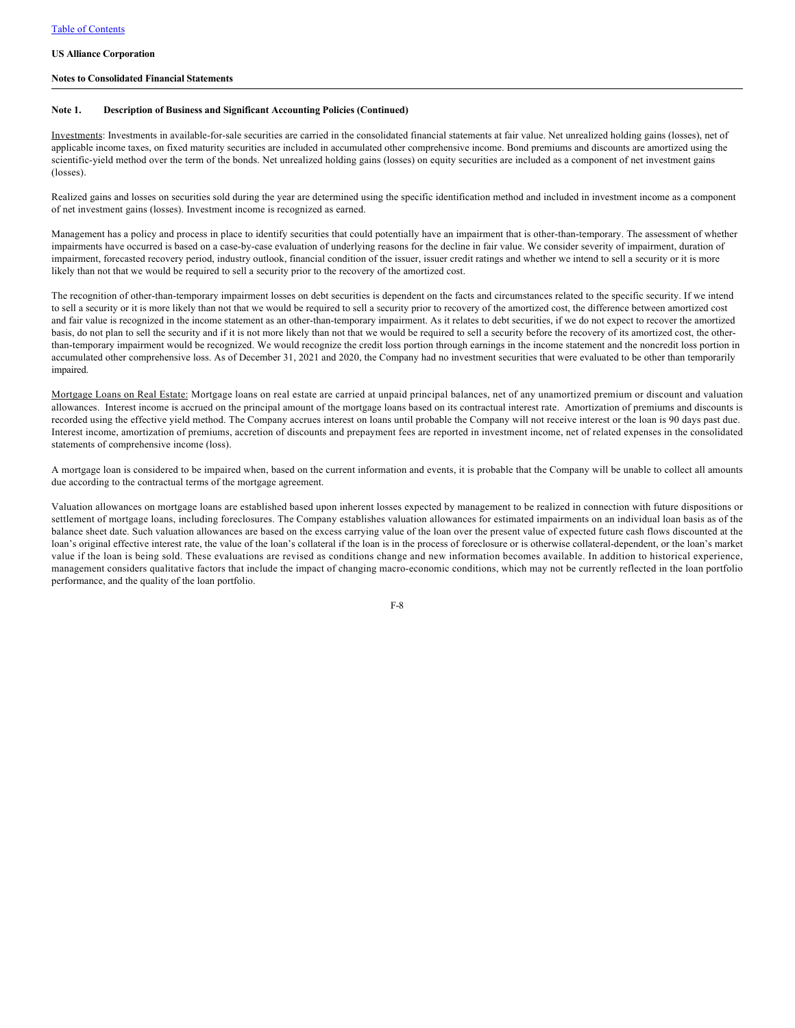**US Alliance Corporation**

**Notes to Consolidated Financial Statements**

**Note 1. Description of Business and Significant Accounting Policies (Continued)**

Investments: Investments in available-for-sale securities are carried in the consolidated financial statements at fair value. Net unrealized holding gains (losses), net of applicable income taxes, on fixed maturity securities are included in accumulated other comprehensive income. Bond premiums and discounts are amortized using the scientific-yield method over the term of the bonds. Net unrealized holding gains (losses) on equity securities are included as a component of net investment gains (losses).

Realized gains and losses on securities sold during the year are determined using the specific identification method and included in investment income as a component of net investment gains (losses). Investment income is recognized as earned.

Management has a policy and process in place to identify securities that could potentially have an impairment that is other-than-temporary. The assessment of whether impairments have occurred is based on a case-by-case evaluation of underlying reasons for the decline in fair value. We consider severity of impairment, duration of impairment, forecasted recovery period, industry outlook, financial condition of the issuer, issuer credit ratings and whether we intend to sell a security or it is more likely than not that we would be required to sell a security prior to the recovery of the amortized cost.

The recognition of other-than-temporary impairment losses on debt securities is dependent on the facts and circumstances related to the specific security. If we intend to sell a security or it is more likely than not that we would be required to sell a security prior to recovery of the amortized cost, the difference between amortized cost and fair value is recognized in the income statement as an other-than-temporary impairment. As it relates to debt securities, if we do not expect to recover the amortized basis, do not plan to sell the security and if it is not more likely than not that we would be required to sell a security before the recovery of its amortized cost, the other-than-temporary impairment would be recognized. We would recognize the credit loss portion through earnings in the income statement and the noncredit loss portion in accumulated other comprehensive loss. As of December 31, 2021 and 2020, the Company had no investment securities that were evaluated to be other than temporarily impaired.

Mortgage Loans on Real Estate: Mortgage loans on real estate are carried at unpaid principal balances, net of any unamortized premium or discount and valuation allowances. Interest income is accrued on the principal amount of the mortgage loans based on its contractual interest rate. Amortization of premiums and discounts is recorded using the effective yield method. The Company accrues interest on loans until probable the Company will not receive interest or the loan is 90 days past due. Interest income, amortization of premiums, accretion of discounts and prepayment fees are reported in investment income, net of related expenses in the consolidated statements of comprehensive income (loss).

A mortgage loan is considered to be impaired when, based on the current information and events, it is probable that the Company will be unable to collect all amounts due according to the contractual terms of the mortgage agreement.

Valuation allowances on mortgage loans are established based upon inherent losses expected by management to be realized in connection with future dispositions or settlement of mortgage loans, including foreclosures. The Company establishes valuation allowances for estimated impairments on an individual loan basis as of the balance sheet date. Such valuation allowances are based on the excess carrying value of the loan over the present value of expected future cash flows discounted at the loan's original effective interest rate, the value of the loan's collateral if the loan is in the process of foreclosure or is otherwise collateral-dependent, or the loan's market value if the loan is being sold. These evaluations are revised as conditions change and new information becomes available. In addition to historical experience, management considers qualitative factors that include the impact of changing macro-economic conditions, which may not be currently reflected in the loan portfolio performance, and the quality of the loan portfolio.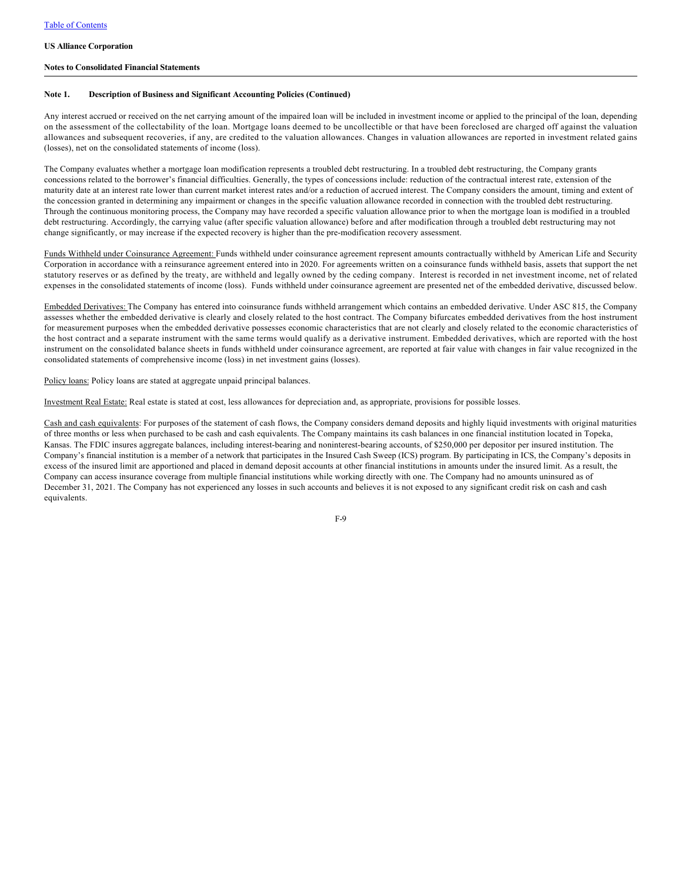**US Alliance Corporation**

**Notes to Consolidated Financial Statements**

**Note 1. Description of Business and Significant Accounting Policies (Continued)**

Any interest accrued or received on the net carrying amount of the impaired loan will be included in investment income or applied to the principal of the loan, depending on the assessment of the collectability of the loan. Mortgage loans deemed to be uncollectible or that have been foreclosed are charged off against the valuation allowances and subsequent recoveries, if any, are credited to the valuation allowances. Changes in valuation allowances are reported in investment related gains (losses), net on the consolidated statements of income (loss).

The Company evaluates whether a mortgage loan modification represents a troubled debt restructuring. In a troubled debt restructuring, the Company grants concessions related to the borrower's financial difficulties. Generally, the types of concessions include: reduction of the contractual interest rate, extension of the maturity date at an interest rate lower than current market interest rates and/or a reduction of accrued interest. The Company considers the amount, timing and extent of the concession granted in determining any impairment or changes in the specific valuation allowance recorded in connection with the troubled debt restructuring. Through the continuous monitoring process, the Company may have recorded a specific valuation allowance prior to when the mortgage loan is modified in a troubled debt restructuring. Accordingly, the carrying value (after specific valuation allowance) before and after modification through a troubled debt restructuring may not change significantly, or may increase if the expected recovery is higher than the pre-modification recovery assessment.

<u>Funds Withheld under Coinsurance Agreement:</u> Funds withheld under coinsurance agreement represent amounts contractually withheld by American Life and Security Corporation in accordance with a reinsurance agreement entered into in 2020. For agreements written on a coinsurance funds withheld basis, assets that support the net statutory reserves or as defined by the treaty, are withheld and legally owned by the ceding company. Interest is recorded in net investment income, net of related expenses in the consolidated statements of income (loss). Funds withheld under coinsurance agreement are presented net of the embedded derivative, discussed below.

<u>Embedded Derivatives:</u> The Company has entered into coinsurance funds withheld arrangement which contains an embedded derivative. Under ASC 815, the Company assesses whether the embedded derivative is clearly and closely related to the host contract. The Company bifurcates embedded derivatives from the host instrument for measurement purposes when the embedded derivative possesses economic characteristics that are not clearly and closely related to the economic characteristics of the host contract and a separate instrument with the same terms would qualify as a derivative instrument. Embedded derivatives, which are reported with the host instrument on the consolidated balance sheets in funds withheld under coinsurance agreement, are reported at fair value with changes in fair value recognized in the consolidated statements of comprehensive income (loss) in net investment gains (losses).

<u>Policy loans:</u> Policy loans are stated at aggregate unpaid principal balances.

<u>Investment Real Estate:</u> Real estate is stated at cost, less allowances for depreciation and, as appropriate, provisions for possible losses.

<u>Cash and cash equivalents</u>: For purposes of the statement of cash flows, the Company considers demand deposits and highly liquid investments with original maturities of three months or less when purchased to be cash and cash equivalents. The Company maintains its cash balances in one financial institution located in Topeka, Kansas. The FDIC insures aggregate balances, including interest-bearing and noninterest-bearing accounts, of $250,000 per depositor per insured institution. The Company's financial institution is a member of a network that participates in the Insured Cash Sweep (ICS) program. By participating in ICS, the Company's deposits in excess of the insured limit are apportioned and placed in demand deposit accounts at other financial institutions in amounts under the insured limit. As a result, the Company can access insurance coverage from multiple financial institutions while working directly with one. The Company had no amounts uninsured as of December 31, 2021. The Company has not experienced any losses in such accounts and believes it is not exposed to any significant credit risk on cash and cash equivalents.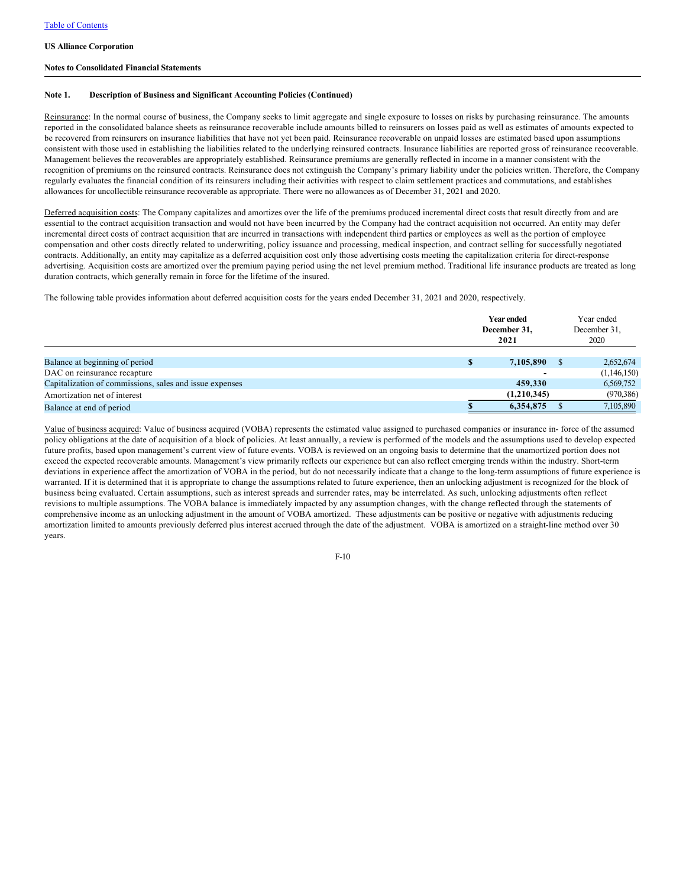US Alliance Corporation

Notes to Consolidated Financial Statements

**Note 1. Description of Business and Significant Accounting Policies (Continued)**

Reinsurance: In the normal course of business, the Company seeks to limit aggregate and single exposure to losses on risks by purchasing reinsurance. The amounts reported in the consolidated balance sheets as reinsurance recoverable include amounts billed to reinsurers on losses paid as well as estimates of amounts expected to be recovered from reinsurers on insurance liabilities that have not yet been paid. Reinsurance recoverable on unpaid losses are estimated based upon assumptions consistent with those used in establishing the liabilities related to the underlying reinsured contracts. Insurance liabilities are reported gross of reinsurance recoverable. Management believes the recoverables are appropriately established. Reinsurance premiums are generally reflected in income in a manner consistent with the recognition of premiums on the reinsured contracts. Reinsurance does not extinguish the Company's primary liability under the policies written. Therefore, the Company regularly evaluates the financial condition of its reinsurers including their activities with respect to claim settlement practices and commutations, and establishes allowances for uncollectible reinsurance recoverable as appropriate. There were no allowances as of December 31, 2021 and 2020.

Deferred acquisition costs: The Company capitalizes and amortizes over the life of the premiums produced incremental direct costs that result directly from and are essential to the contract acquisition transaction and would not have been incurred by the Company had the contract acquisition not occurred. An entity may defer incremental direct costs of contract acquisition that are incurred in transactions with independent third parties or employees as well as the portion of employee compensation and other costs directly related to underwriting, policy issuance and processing, medical inspection, and contract selling for successfully negotiated contracts. Additionally, an entity may capitalize as a deferred acquisition cost only those advertising costs meeting the capitalization criteria for direct-response advertising. Acquisition costs are amortized over the premium paying period using the net level premium method. Traditional life insurance products are treated as long duration contracts, which generally remain in force for the lifetime of the insured.

The following table provides information about deferred acquisition costs for the years ended December 31, 2021 and 2020, respectively.

| | **Year ended December 31, 2021** | Year ended December 31, 2020 |
|---|---|---|
| Balance at beginning of period | **$ 7,105,890** | $ 2,652,674 |
| DAC on reinsurance recapture | **-** | (1,146,150) |
| Capitalization of commissions, sales and issue expenses | **459,330** | 6,569,752 |
| Amortization net of interest | **(1,210,345)** | (970,386) |
| Balance at end of period | **$ 6,354,875** | $ 7,105,890 |

Value of business acquired: Value of business acquired (VOBA) represents the estimated value assigned to purchased companies or insurance in- force of the assumed policy obligations at the date of acquisition of a block of policies. At least annually, a review is performed of the models and the assumptions used to develop expected future profits, based upon management's current view of future events. VOBA is reviewed on an ongoing basis to determine that the unamortized portion does not exceed the expected recoverable amounts. Management's view primarily reflects our experience but can also reflect emerging trends within the industry. Short-term deviations in experience affect the amortization of VOBA in the period, but do not necessarily indicate that a change to the long-term assumptions of future experience is warranted. If it is determined that it is appropriate to change the assumptions related to future experience, then an unlocking adjustment is recognized for the block of business being evaluated. Certain assumptions, such as interest spreads and surrender rates, may be interrelated. As such, unlocking adjustments often reflect revisions to multiple assumptions. The VOBA balance is immediately impacted by any assumption changes, with the change reflected through the statements of comprehensive income as an unlocking adjustment in the amount of VOBA amortized. These adjustments can be positive or negative with adjustments reducing amortization limited to amounts previously deferred plus interest accrued through the date of the adjustment. VOBA is amortized on a straight-line method over 30 years.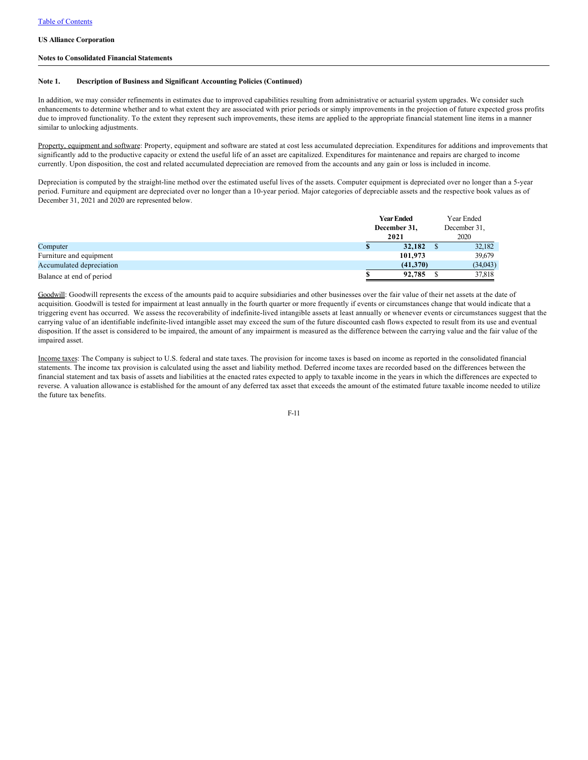Table of Contents

**US Alliance Corporation**

**Notes to Consolidated Financial Statements**

**Note 1. Description of Business and Significant Accounting Policies (Continued)**

In addition, we may consider refinements in estimates due to improved capabilities resulting from administrative or actuarial system upgrades. We consider such enhancements to determine whether and to what extent they are associated with prior periods or simply improvements in the projection of future expected gross profits due to improved functionality. To the extent they represent such improvements, these items are applied to the appropriate financial statement line items in a manner similar to unlocking adjustments.

Property, equipment and software: Property, equipment and software are stated at cost less accumulated depreciation. Expenditures for additions and improvements that significantly add to the productive capacity or extend the useful life of an asset are capitalized. Expenditures for maintenance and repairs are charged to income currently. Upon disposition, the cost and related accumulated depreciation are removed from the accounts and any gain or loss is included in income.

Depreciation is computed by the straight-line method over the estimated useful lives of the assets. Computer equipment is depreciated over no longer than a 5-year period. Furniture and equipment are depreciated over no longer than a 10-year period. Major categories of depreciable assets and the respective book values as of December 31, 2021 and 2020 are represented below.

| | **Year Ended December 31, 2021** | Year Ended December 31, 2020 |
|---|---|---|
| Computer | **$ 32,182** | $ 32,182 |
| Furniture and equipment | **101,973** | 39,679 |
| Accumulated depreciation | **(41,370)** | (34,043) |
| Balance at end of period | **$ 92,785** | $ 37,818 |

Goodwill: Goodwill represents the excess of the amounts paid to acquire subsidiaries and other businesses over the fair value of their net assets at the date of acquisition. Goodwill is tested for impairment at least annually in the fourth quarter or more frequently if events or circumstances change that would indicate that a triggering event has occurred. We assess the recoverability of indefinite-lived intangible assets at least annually or whenever events or circumstances suggest that the carrying value of an identifiable indefinite-lived intangible asset may exceed the sum of the future discounted cash flows expected to result from its use and eventual disposition. If the asset is considered to be impaired, the amount of any impairment is measured as the difference between the carrying value and the fair value of the impaired asset.

Income taxes: The Company is subject to U.S. federal and state taxes. The provision for income taxes is based on income as reported in the consolidated financial statements. The income tax provision is calculated using the asset and liability method. Deferred income taxes are recorded based on the differences between the financial statement and tax basis of assets and liabilities at the enacted rates expected to apply to taxable income in the years in which the differences are expected to reverse. A valuation allowance is established for the amount of any deferred tax asset that exceeds the amount of the estimated future taxable income needed to utilize the future tax benefits.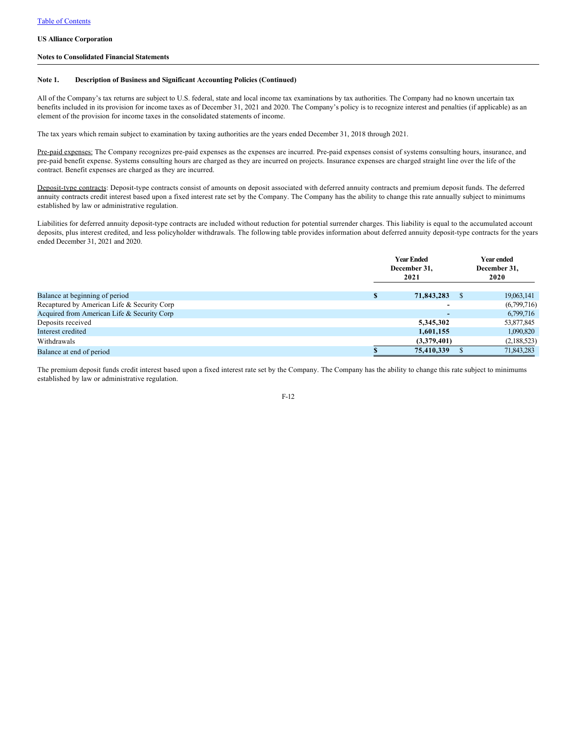US Alliance Corporation

Notes to Consolidated Financial Statements

**Note 1. Description of Business and Significant Accounting Policies (Continued)**

All of the Company's tax returns are subject to U.S. federal, state and local income tax examinations by tax authorities. The Company had no known uncertain tax benefits included in its provision for income taxes as of December 31, 2021 and 2020. The Company's policy is to recognize interest and penalties (if applicable) as an element of the provision for income taxes in the consolidated statements of income.

The tax years which remain subject to examination by taxing authorities are the years ended December 31, 2018 through 2021.

Pre-paid expenses: The Company recognizes pre-paid expenses as the expenses are incurred. Pre-paid expenses consist of systems consulting hours, insurance, and pre-paid benefit expense. Systems consulting hours are charged as they are incurred on projects. Insurance expenses are charged straight line over the life of the contract. Benefit expenses are charged as they are incurred.

Deposit-type contracts: Deposit-type contracts consist of amounts on deposit associated with deferred annuity contracts and premium deposit funds. The deferred annuity contracts credit interest based upon a fixed interest rate set by the Company. The Company has the ability to change this rate annually subject to minimums established by law or administrative regulation.

Liabilities for deferred annuity deposit-type contracts are included without reduction for potential surrender charges. This liability is equal to the accumulated account deposits, plus interest credited, and less policyholder withdrawals. The following table provides information about deferred annuity deposit-type contracts for the years ended December 31, 2021 and 2020.

| | Year Ended December 31, 2021 | Year ended December 31, 2020 |
|---|---|---|
| Balance at beginning of period | **$ 71,843,283** | $ 19,063,141 |
| Recaptured by American Life & Security Corp | **-** | (6,799,716) |
| Acquired from American Life & Security Corp | **-** | 6,799,716 |
| Deposits received | **5,345,302** | 53,877,845 |
| Interest credited | **1,601,155** | 1,090,820 |
| Withdrawals | **(3,379,401)** | (2,188,523) |
| Balance at end of period | **$ 75,410,339** | $ 71,843,283 |

The premium deposit funds credit interest based upon a fixed interest rate set by the Company. The Company has the ability to change this rate subject to minimums established by law or administrative regulation.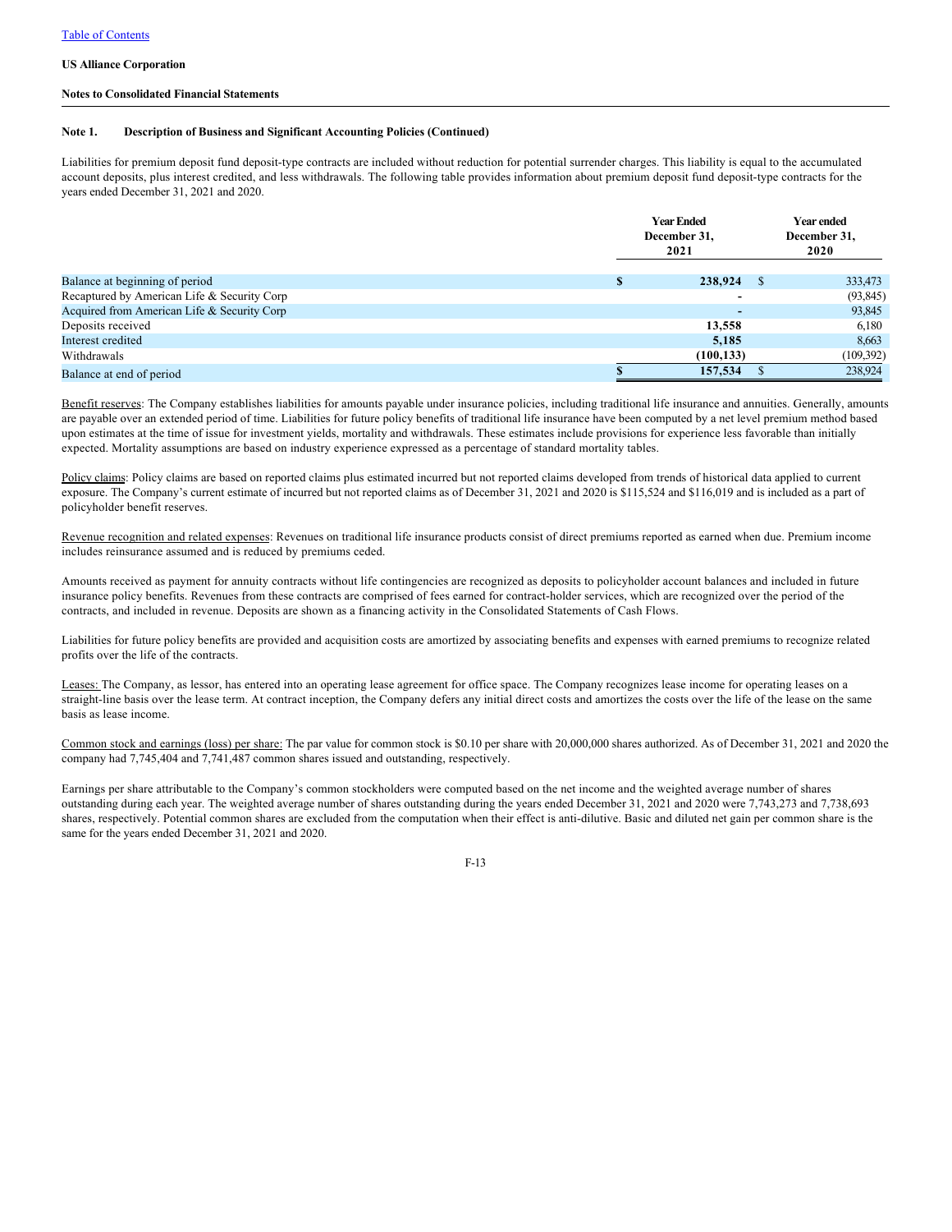US Alliance Corporation

Notes to Consolidated Financial Statements

**Note 1. Description of Business and Significant Accounting Policies (Continued)**

Liabilities for premium deposit fund deposit-type contracts are included without reduction for potential surrender charges. This liability is equal to the accumulated account deposits, plus interest credited, and less withdrawals. The following table provides information about premium deposit fund deposit-type contracts for the years ended December 31, 2021 and 2020.

| | Year Ended December 31, 2021 | Year ended December 31, 2020 |
|---|---|---|
| Balance at beginning of period | $ 238,924 | $ 333,473 |
| Recaptured by American Life & Security Corp | - | (93,845) |
| Acquired from American Life & Security Corp | - | 93,845 |
| Deposits received | 13,558 | 6,180 |
| Interest credited | 5,185 | 8,663 |
| Withdrawals | (100,133) | (109,392) |
| Balance at end of period | $ 157,534 | $ 238,924 |

Benefit reserves: The Company establishes liabilities for amounts payable under insurance policies, including traditional life insurance and annuities. Generally, amounts are payable over an extended period of time. Liabilities for future policy benefits of traditional life insurance have been computed by a net level premium method based upon estimates at the time of issue for investment yields, mortality and withdrawals. These estimates include provisions for experience less favorable than initially expected. Mortality assumptions are based on industry experience expressed as a percentage of standard mortality tables.

Policy claims: Policy claims are based on reported claims plus estimated incurred but not reported claims developed from trends of historical data applied to current exposure. The Company's current estimate of incurred but not reported claims as of December 31, 2021 and 2020 is $115,524 and $116,019 and is included as a part of policyholder benefit reserves.

Revenue recognition and related expenses: Revenues on traditional life insurance products consist of direct premiums reported as earned when due. Premium income includes reinsurance assumed and is reduced by premiums ceded.

Amounts received as payment for annuity contracts without life contingencies are recognized as deposits to policyholder account balances and included in future insurance policy benefits. Revenues from these contracts are comprised of fees earned for contract-holder services, which are recognized over the period of the contracts, and included in revenue. Deposits are shown as a financing activity in the Consolidated Statements of Cash Flows.

Liabilities for future policy benefits are provided and acquisition costs are amortized by associating benefits and expenses with earned premiums to recognize related profits over the life of the contracts.

Leases: The Company, as lessor, has entered into an operating lease agreement for office space. The Company recognizes lease income for operating leases on a straight-line basis over the lease term. At contract inception, the Company defers any initial direct costs and amortizes the costs over the life of the lease on the same basis as lease income.

Common stock and earnings (loss) per share: The par value for common stock is $0.10 per share with 20,000,000 shares authorized. As of December 31, 2021 and 2020 the company had 7,745,404 and 7,741,487 common shares issued and outstanding, respectively.

Earnings per share attributable to the Company's common stockholders were computed based on the net income and the weighted average number of shares outstanding during each year. The weighted average number of shares outstanding during the years ended December 31, 2021 and 2020 were 7,743,273 and 7,738,693 shares, respectively. Potential common shares are excluded from the computation when their effect is anti-dilutive. Basic and diluted net gain per common share is the same for the years ended December 31, 2021 and 2020.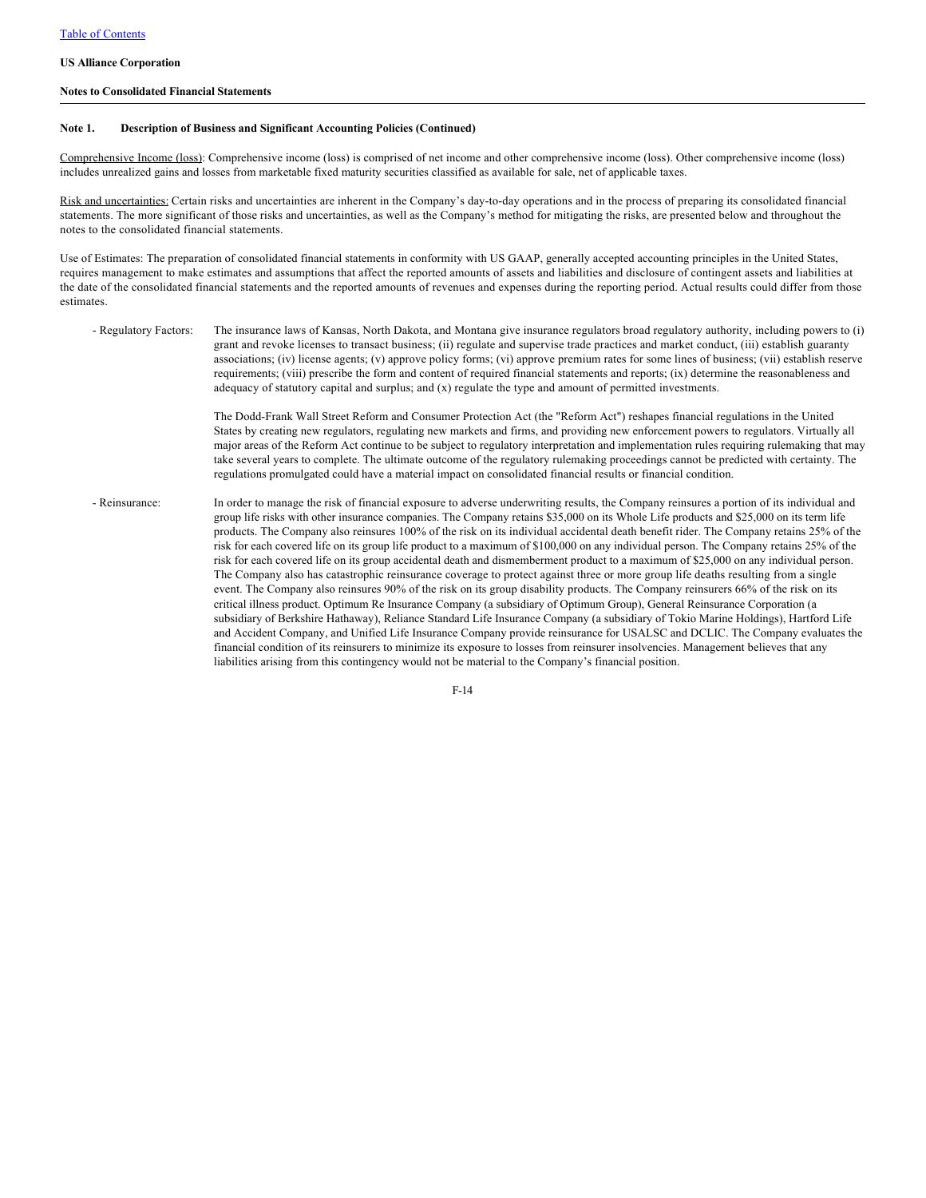**US Alliance Corporation**

**Notes to Consolidated Financial Statements**

---

**Note 1. Description of Business and Significant Accounting Policies (Continued)**

Comprehensive Income (loss): Comprehensive income (loss) is comprised of net income and other comprehensive income (loss). Other comprehensive income (loss) includes unrealized gains and losses from marketable fixed maturity securities classified as available for sale, net of applicable taxes.

Risk and uncertainties: Certain risks and uncertainties are inherent in the Company's day-to-day operations and in the process of preparing its consolidated financial statements. The more significant of those risks and uncertainties, as well as the Company's method for mitigating the risks, are presented below and throughout the notes to the consolidated financial statements.

Use of Estimates: The preparation of consolidated financial statements in conformity with US GAAP, generally accepted accounting principles in the United States, requires management to make estimates and assumptions that affect the reported amounts of assets and liabilities and disclosure of contingent assets and liabilities at the date of the consolidated financial statements and the reported amounts of revenues and expenses during the reporting period. Actual results could differ from those estimates.

- Regulatory Factors: The insurance laws of Kansas, North Dakota, and Montana give insurance regulators broad regulatory authority, including powers to (i) grant and revoke licenses to transact business; (ii) regulate and supervise trade practices and market conduct, (iii) establish guaranty associations; (iv) license agents; (v) approve policy forms; (vi) approve premium rates for some lines of business; (vii) establish reserve requirements; (viii) prescribe the form and content of required financial statements and reports; (ix) determine the reasonableness and adequacy of statutory capital and surplus; and (x) regulate the type and amount of permitted investments.

  The Dodd-Frank Wall Street Reform and Consumer Protection Act (the "Reform Act") reshapes financial regulations in the United States by creating new regulators, regulating new markets and firms, and providing new enforcement powers to regulators. Virtually all major areas of the Reform Act continue to be subject to regulatory interpretation and implementation rules requiring rulemaking that may take several years to complete. The ultimate outcome of the regulatory rulemaking proceedings cannot be predicted with certainty. The regulations promulgated could have a material impact on consolidated financial results or financial condition.

- Reinsurance: In order to manage the risk of financial exposure to adverse underwriting results, the Company reinsures a portion of its individual and group life risks with other insurance companies. The Company retains $35,000 on its Whole Life products and $25,000 on its term life products. The Company also reinsures 100% of the risk on its individual accidental death benefit rider. The Company retains 25% of the risk for each covered life on its group life product to a maximum of $100,000 on any individual person. The Company retains 25% of the risk for each covered life on its group accidental death and dismemberment product to a maximum of $25,000 on any individual person. The Company also has catastrophic reinsurance coverage to protect against three or more group life deaths resulting from a single event. The Company also reinsures 90% of the risk on its group disability products. The Company reinsurers 66% of the risk on its critical illness product. Optimum Re Insurance Company (a subsidiary of Optimum Group), General Reinsurance Corporation (a subsidiary of Berkshire Hathaway), Reliance Standard Life Insurance Company (a subsidiary of Tokio Marine Holdings), Hartford Life and Accident Company, and Unified Life Insurance Company provide reinsurance for USALSC and DCLIC. The Company evaluates the financial condition of its reinsurers to minimize its exposure to losses from reinsurer insolvencies. Management believes that any liabilities arising from this contingency would not be material to the Company's financial position.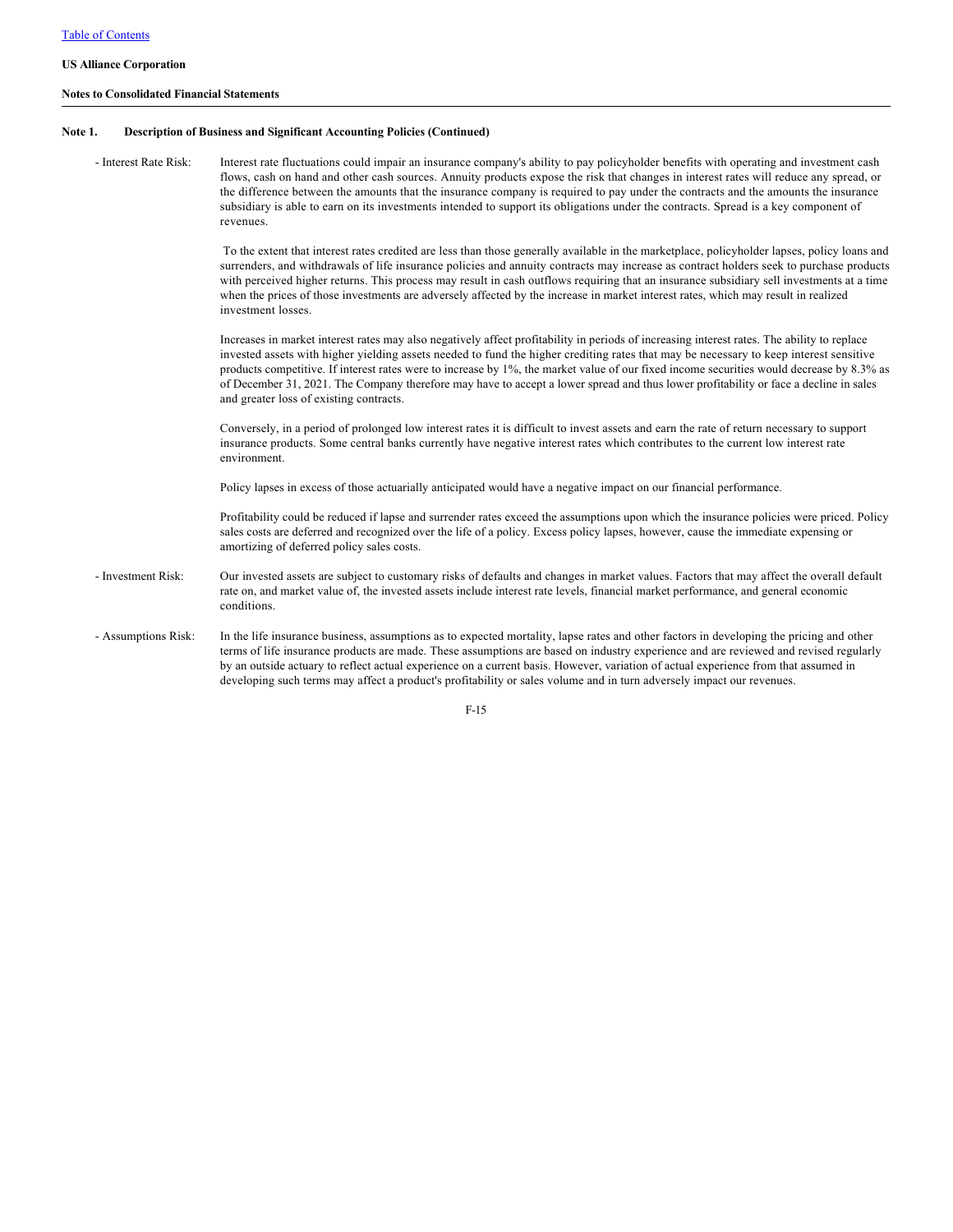**Note 1. Description of Business and Significant Accounting Policies (Continued)**

- Interest Rate Risk: Interest rate fluctuations could impair an insurance company's ability to pay policyholder benefits with operating and investment cash flows, cash on hand and other cash sources. Annuity products expose the risk that changes in interest rates will reduce any spread, or the difference between the amounts that the insurance company is required to pay under the contracts and the amounts the insurance subsidiary is able to earn on its investments intended to support its obligations under the contracts. Spread is a key component of revenues.

  To the extent that interest rates credited are less than those generally available in the marketplace, policyholder lapses, policy loans and surrenders, and withdrawals of life insurance policies and annuity contracts may increase as contract holders seek to purchase products with perceived higher returns. This process may result in cash outflows requiring that an insurance subsidiary sell investments at a time when the prices of those investments are adversely affected by the increase in market interest rates, which may result in realized investment losses.

  Increases in market interest rates may also negatively affect profitability in periods of increasing interest rates. The ability to replace invested assets with higher yielding assets needed to fund the higher crediting rates that may be necessary to keep interest sensitive products competitive. If interest rates were to increase by 1%, the market value of our fixed income securities would decrease by 8.3% as of December 31, 2021. The Company therefore may have to accept a lower spread and thus lower profitability or face a decline in sales and greater loss of existing contracts.

  Conversely, in a period of prolonged low interest rates it is difficult to invest assets and earn the rate of return necessary to support insurance products. Some central banks currently have negative interest rates which contributes to the current low interest rate environment.

  Policy lapses in excess of those actuarially anticipated would have a negative impact on our financial performance.

  Profitability could be reduced if lapse and surrender rates exceed the assumptions upon which the insurance policies were priced. Policy sales costs are deferred and recognized over the life of a policy. Excess policy lapses, however, cause the immediate expensing or amortizing of deferred policy sales costs.

- Investment Risk: Our invested assets are subject to customary risks of defaults and changes in market values. Factors that may affect the overall default rate on, and market value of, the invested assets include interest rate levels, financial market performance, and general economic conditions.

- Assumptions Risk: In the life insurance business, assumptions as to expected mortality, lapse rates and other factors in developing the pricing and other terms of life insurance products are made. These assumptions are based on industry experience and are reviewed and revised regularly by an outside actuary to reflect actual experience on a current basis. However, variation of actual experience from that assumed in developing such terms may affect a product's profitability or sales volume and in turn adversely impact our revenues.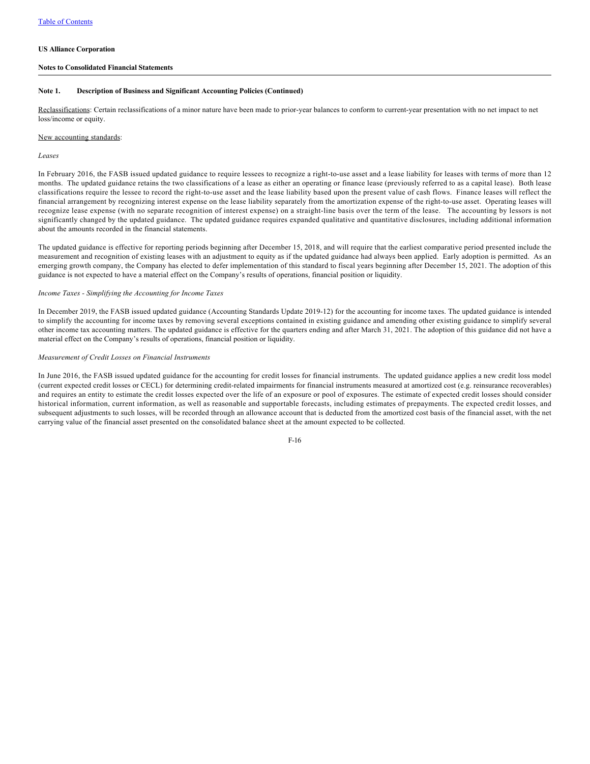**US Alliance Corporation**

**Notes to Consolidated Financial Statements**

---

**Note 1. Description of Business and Significant Accounting Policies (Continued)**

Reclassifications: Certain reclassifications of a minor nature have been made to prior-year balances to conform to current-year presentation with no net impact to net loss/income or equity.

New accounting standards:

*Leases*

In February 2016, the FASB issued updated guidance to require lessees to recognize a right-to-use asset and a lease liability for leases with terms of more than 12 months. The updated guidance retains the two classifications of a lease as either an operating or finance lease (previously referred to as a capital lease). Both lease classifications require the lessee to record the right-to-use asset and the lease liability based upon the present value of cash flows. Finance leases will reflect the financial arrangement by recognizing interest expense on the lease liability separately from the amortization expense of the right-to-use asset. Operating leases will recognize lease expense (with no separate recognition of interest expense) on a straight-line basis over the term of the lease. The accounting by lessors is not significantly changed by the updated guidance. The updated guidance requires expanded qualitative and quantitative disclosures, including additional information about the amounts recorded in the financial statements.

The updated guidance is effective for reporting periods beginning after December 15, 2018, and will require that the earliest comparative period presented include the measurement and recognition of existing leases with an adjustment to equity as if the updated guidance had always been applied. Early adoption is permitted. As an emerging growth company, the Company has elected to defer implementation of this standard to fiscal years beginning after December 15, 2021. The adoption of this guidance is not expected to have a material effect on the Company's results of operations, financial position or liquidity.

*Income Taxes - Simplifying the Accounting for Income Taxes*

In December 2019, the FASB issued updated guidance (Accounting Standards Update 2019-12) for the accounting for income taxes. The updated guidance is intended to simplify the accounting for income taxes by removing several exceptions contained in existing guidance and amending other existing guidance to simplify several other income tax accounting matters. The updated guidance is effective for the quarters ending and after March 31, 2021. The adoption of this guidance did not have a material effect on the Company's results of operations, financial position or liquidity.

*Measurement of Credit Losses on Financial Instruments*

In June 2016, the FASB issued updated guidance for the accounting for credit losses for financial instruments. The updated guidance applies a new credit loss model (current expected credit losses or CECL) for determining credit-related impairments for financial instruments measured at amortized cost (e.g. reinsurance recoverables) and requires an entity to estimate the credit losses expected over the life of an exposure or pool of exposures. The estimate of expected credit losses should consider historical information, current information, as well as reasonable and supportable forecasts, including estimates of prepayments. The expected credit losses, and subsequent adjustments to such losses, will be recorded through an allowance account that is deducted from the amortized cost basis of the financial asset, with the net carrying value of the financial asset presented on the consolidated balance sheet at the amount expected to be collected.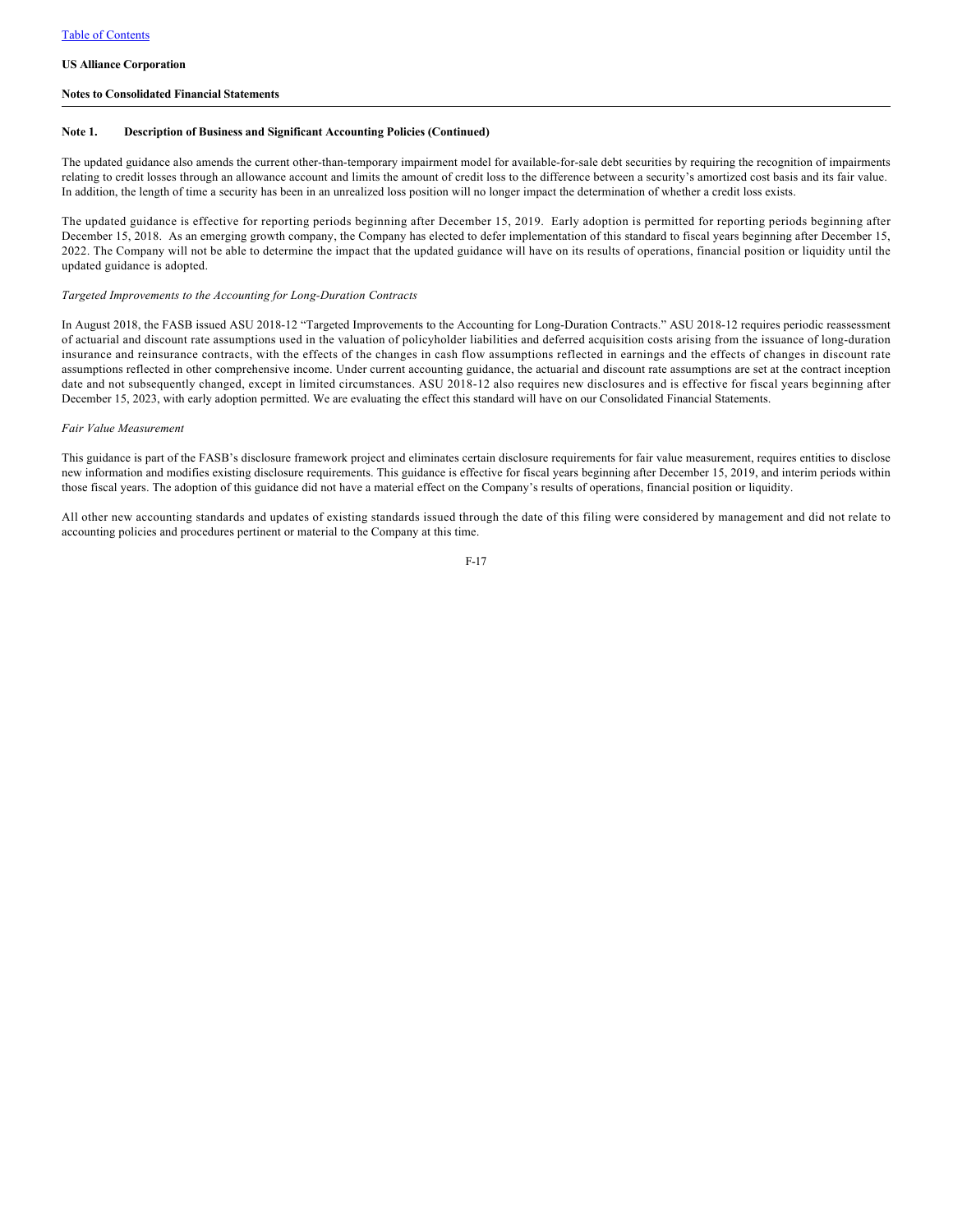**Note 1. Description of Business and Significant Accounting Policies (Continued)**

The updated guidance also amends the current other-than-temporary impairment model for available-for-sale debt securities by requiring the recognition of impairments relating to credit losses through an allowance account and limits the amount of credit loss to the difference between a security's amortized cost basis and its fair value. In addition, the length of time a security has been in an unrealized loss position will no longer impact the determination of whether a credit loss exists.

The updated guidance is effective for reporting periods beginning after December 15, 2019. Early adoption is permitted for reporting periods beginning after December 15, 2018. As an emerging growth company, the Company has elected to defer implementation of this standard to fiscal years beginning after December 15, 2022. The Company will not be able to determine the impact that the updated guidance will have on its results of operations, financial position or liquidity until the updated guidance is adopted.

*Targeted Improvements to the Accounting for Long-Duration Contracts*

In August 2018, the FASB issued ASU 2018-12 "Targeted Improvements to the Accounting for Long-Duration Contracts." ASU 2018-12 requires periodic reassessment of actuarial and discount rate assumptions used in the valuation of policyholder liabilities and deferred acquisition costs arising from the issuance of long-duration insurance and reinsurance contracts, with the effects of the changes in cash flow assumptions reflected in earnings and the effects of changes in discount rate assumptions reflected in other comprehensive income. Under current accounting guidance, the actuarial and discount rate assumptions are set at the contract inception date and not subsequently changed, except in limited circumstances. ASU 2018-12 also requires new disclosures and is effective for fiscal years beginning after December 15, 2023, with early adoption permitted. We are evaluating the effect this standard will have on our Consolidated Financial Statements.

*Fair Value Measurement*

This guidance is part of the FASB's disclosure framework project and eliminates certain disclosure requirements for fair value measurement, requires entities to disclose new information and modifies existing disclosure requirements. This guidance is effective for fiscal years beginning after December 15, 2019, and interim periods within those fiscal years. The adoption of this guidance did not have a material effect on the Company's results of operations, financial position or liquidity.

All other new accounting standards and updates of existing standards issued through the date of this filing were considered by management and did not relate to accounting policies and procedures pertinent or material to the Company at this time.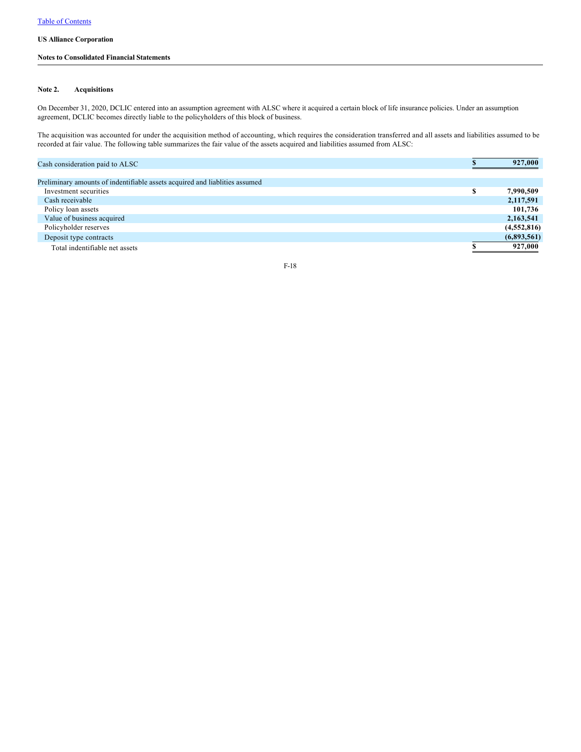US Alliance Corporation

Notes to Consolidated Financial Statements

## Note 2. Acquisitions

On December 31, 2020, DCLIC entered into an assumption agreement with ALSC where it acquired a certain block of life insurance policies. Under an assumption agreement, DCLIC becomes directly liable to the policyholders of this block of business.

The acquisition was accounted for under the acquisition method of accounting, which requires the consideration transferred and all assets and liabilities assumed to be recorded at fair value. The following table summarizes the fair value of the assets acquired and liabilities assumed from ALSC:

| | |
|---|---|
| Cash consideration paid to ALSC | **$ 927,000** |
| | |
| Preliminary amounts of indentifiable assets acquired and liablities assumed | |
| Investment securities | **$ 7,990,509** |
| Cash receivable | **2,117,591** |
| Policy loan assets | **101,736** |
| Value of business acquired | **2,163,541** |
| Policyholder reserves | **(4,552,816)** |
| Deposit type contracts | **(6,893,561)** |
| Total indentifiable net assets | **$ 927,000** |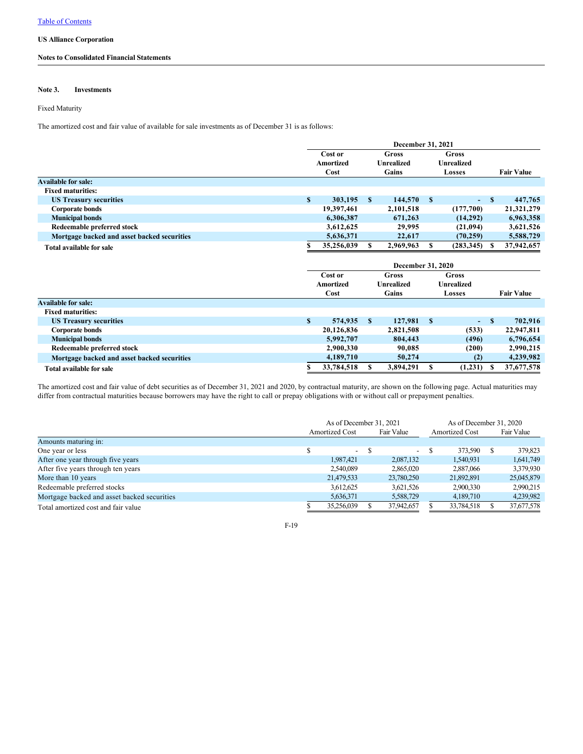Table of Contents

**US Alliance Corporation**

**Notes to Consolidated Financial Statements**

## Note 3. Investments

Fixed Maturity

The amortized cost and fair value of available for sale investments as of December 31 is as follows:

| | December 31, 2021 | | | |
|---|---|---|---|---|
| | Cost or Amortized Cost | Gross Unrealized Gains | Gross Unrealized Losses | Fair Value |
| **Available for sale:** | | | | |
| **Fixed maturities:** | | | | |
| **US Treasury securities** | $ 303,195 | $ 144,570 | $ - | $ 447,765 |
| **Corporate bonds** | 19,397,461 | 2,101,518 | (177,700) | 21,321,279 |
| **Municipal bonds** | 6,306,387 | 671,263 | (14,292) | 6,963,358 |
| **Redeemable preferred stock** | 3,612,625 | 29,995 | (21,094) | 3,621,526 |
| **Mortgage backed and asset backed securities** | 5,636,371 | 22,617 | (70,259) | 5,588,729 |
| **Total available for sale** | $ 35,256,039 | $ 2,969,963 | $ (283,345) | $ 37,942,657 |

| | December 31, 2020 | | | |
|---|---|---|---|---|
| | Cost or Amortized Cost | Gross Unrealized Gains | Gross Unrealized Losses | Fair Value |
| **Available for sale:** | | | | |
| **Fixed maturities:** | | | | |
| **US Treasury securities** | $ 574,935 | $ 127,981 | $ - | $ 702,916 |
| **Corporate bonds** | 20,126,836 | 2,821,508 | (533) | 22,947,811 |
| **Municipal bonds** | 5,992,707 | 804,443 | (496) | 6,796,654 |
| **Redeemable preferred stock** | 2,900,330 | 90,085 | (200) | 2,990,215 |
| **Mortgage backed and asset backed securities** | 4,189,710 | 50,274 | (2) | 4,239,982 |
| **Total available for sale** | $ 33,784,518 | $ 3,894,291 | $ (1,231) | $ 37,677,578 |

The amortized cost and fair value of debt securities as of December 31, 2021 and 2020, by contractual maturity, are shown on the following page. Actual maturities may differ from contractual maturities because borrowers may have the right to call or prepay obligations with or without call or prepayment penalties.

| | As of December 31, 2021 | | As of December 31, 2020 | |
|---|---|---|---|---|
| | Amortized Cost | Fair Value | Amortized Cost | Fair Value |
| Amounts maturing in: | | | | |
| One year or less | $ - | $ - | $ 373,590 | $ 379,823 |
| After one year through five years | 1,987,421 | 2,087,132 | 1,540,931 | 1,641,749 |
| After five years through ten years | 2,540,089 | 2,865,020 | 2,887,066 | 3,379,930 |
| More than 10 years | 21,479,533 | 23,780,250 | 21,892,891 | 25,045,879 |
| Redeemable preferred stocks | 3,612,625 | 3,621,526 | 2,900,330 | 2,990,215 |
| Mortgage backed and asset backed securities | 5,636,371 | 5,588,729 | 4,189,710 | 4,239,982 |
| Total amortized cost and fair value | $ 35,256,039 | $ 37,942,657 | $ 33,784,518 | $ 37,677,578 |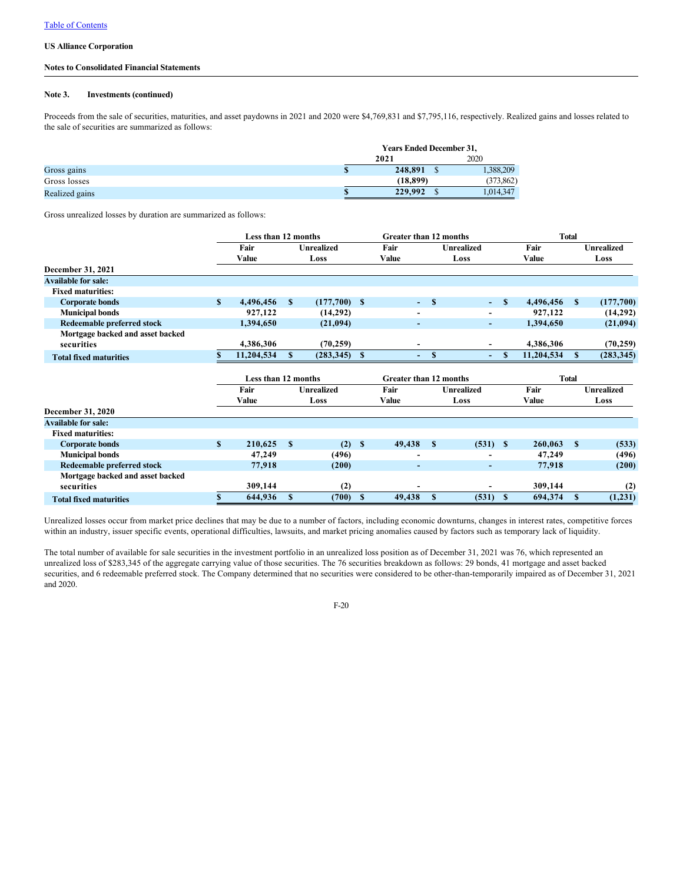[Table of Contents](#)

**US Alliance Corporation**

**Notes to Consolidated Financial Statements**

**Note 3. Investments (continued)**

Proceeds from the sale of securities, maturities, and asset paydowns in 2021 and 2020 were $4,769,831 and $7,795,116, respectively. Realized gains and losses related to the sale of securities are summarized as follows:

| | Years Ended December 31, | |
|---|---|---|
| | **2021** | 2020 |
| Gross gains | **$ 248,891** | $ 1,388,209 |
| Gross losses | **(18,899)** | (373,862) |
| Realized gains | **$ 229,992** | $ 1,014,347 |

Gross unrealized losses by duration are summarized as follows:

| | Less than 12 months | | Greater than 12 months | | Total | |
|---|---|---|---|---|---|---|
| | **Fair Value** | **Unrealized Loss** | **Fair Value** | **Unrealized Loss** | **Fair Value** | **Unrealized Loss** |
| **December 31, 2021** | | | | | | |
| **Available for sale:** | | | | | | |
| **Fixed maturities:** | | | | | | |
| **Corporate bonds** | **$ 4,496,456** | **$ (177,700)** | **$ -** | **$ -** | **$ 4,496,456** | **$ (177,700)** |
| **Municipal bonds** | **927,122** | **(14,292)** | **-** | **-** | **927,122** | **(14,292)** |
| **Redeemable preferred stock** | **1,394,650** | **(21,094)** | **-** | **-** | **1,394,650** | **(21,094)** |
| **Mortgage backed and asset backed securities** | **4,386,306** | **(70,259)** | **-** | **-** | **4,386,306** | **(70,259)** |
| **Total fixed maturities** | **$ 11,204,534** | **$ (283,345)** | **$ -** | **$ -** | **$ 11,204,534** | **$ (283,345)** |

| | Less than 12 months | | Greater than 12 months | | Total | |
|---|---|---|---|---|---|---|
| | **Fair Value** | **Unrealized Loss** | **Fair Value** | **Unrealized Loss** | **Fair Value** | **Unrealized Loss** |
| **December 31, 2020** | | | | | | |
| **Available for sale:** | | | | | | |
| **Fixed maturities:** | | | | | | |
| **Corporate bonds** | **$ 210,625** | **$ (2)** | **$ 49,438** | **$ (531)** | **$ 260,063** | **$ (533)** |
| **Municipal bonds** | **47,249** | **(496)** | **-** | **-** | **47,249** | **(496)** |
| **Redeemable preferred stock** | **77,918** | **(200)** | **-** | **-** | **77,918** | **(200)** |
| **Mortgage backed and asset backed securities** | **309,144** | **(2)** | **-** | **-** | **309,144** | **(2)** |
| **Total fixed maturities** | **$ 644,936** | **$ (700)** | **$ 49,438** | **$ (531)** | **$ 694,374** | **$ (1,231)** |

Unrealized losses occur from market price declines that may be due to a number of factors, including economic downturns, changes in interest rates, competitive forces within an industry, issuer specific events, operational difficulties, lawsuits, and market pricing anomalies caused by factors such as temporary lack of liquidity.

The total number of available for sale securities in the investment portfolio in an unrealized loss position as of December 31, 2021 was 76, which represented an unrealized loss of $283,345 of the aggregate carrying value of those securities. The 76 securities breakdown as follows: 29 bonds, 41 mortgage and asset backed securities, and 6 redeemable preferred stock. The Company determined that no securities were considered to be other-than-temporarily impaired as of December 31, 2021 and 2020.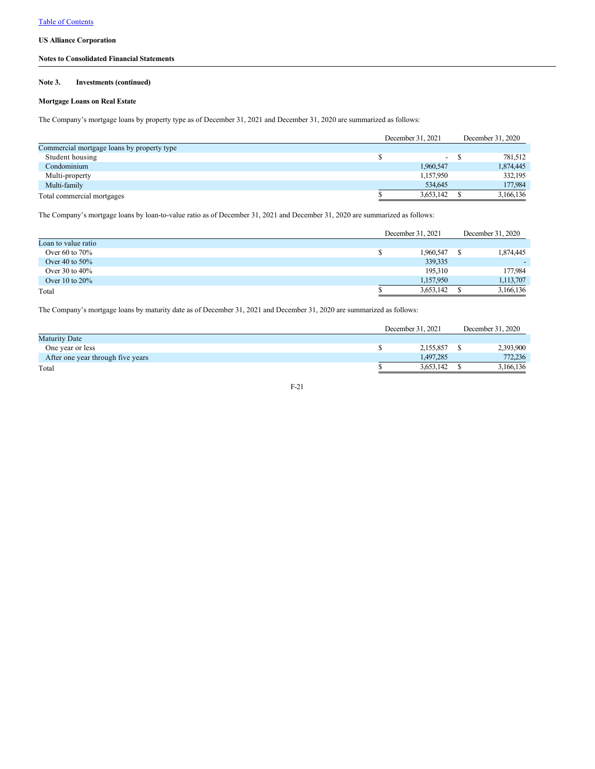Table of Contents

**US Alliance Corporation**

**Notes to Consolidated Financial Statements**

**Note 3. Investments (continued)**

**Mortgage Loans on Real Estate**

The Company's mortgage loans by property type as of December 31, 2021 and December 31, 2020 are summarized as follows:

| | December 31, 2021 | December 31, 2020 |
|---|---|---|
| Commercial mortgage loans by property type | | |
| Student housing | $ - | $ 781,512 |
| Condominium | 1,960,547 | 1,874,445 |
| Multi-property | 1,157,950 | 332,195 |
| Multi-family | 534,645 | 177,984 |
| Total commercial mortgages | $ 3,653,142 | $ 3,166,136 |

The Company's mortgage loans by loan-to-value ratio as of December 31, 2021 and December 31, 2020 are summarized as follows:

| | December 31, 2021 | December 31, 2020 |
|---|---|---|
| Loan to value ratio | | |
| Over 60 to 70% | $ 1,960,547 | $ 1,874,445 |
| Over 40 to 50% | 339,335 | - |
| Over 30 to 40% | 195,310 | 177,984 |
| Over 10 to 20% | 1,157,950 | 1,113,707 |
| Total | $ 3,653,142 | $ 3,166,136 |

The Company's mortgage loans by maturity date as of December 31, 2021 and December 31, 2020 are summarized as follows:

| | December 31, 2021 | December 31, 2020 |
|---|---|---|
| Maturity Date | | |
| One year or less | $ 2,155,857 | $ 2,393,900 |
| After one year through five years | 1,497,285 | 772,236 |
| Total | $ 3,653,142 | $ 3,166,136 |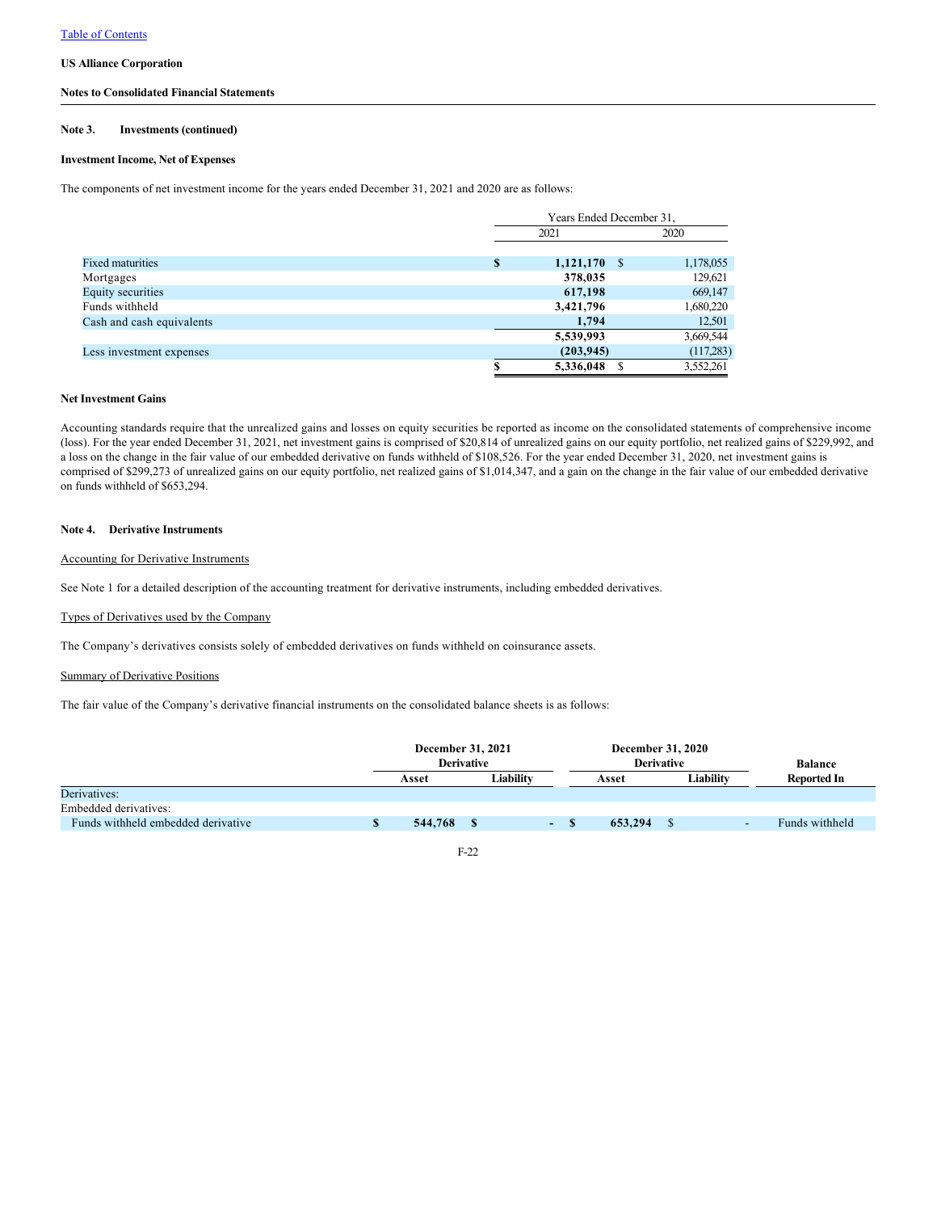**US Alliance Corporation**

**Notes to Consolidated Financial Statements**

**Note 3. Investments (continued)**

**Investment Income, Net of Expenses**

The components of net investment income for the years ended December 31, 2021 and 2020 are as follows:

| | Years Ended December 31, | |
|---|---|---|
| | 2021 | 2020 |
| Fixed maturities | $ **1,121,170** | $ 1,178,055 |
| Mortgages | **378,035** | 129,621 |
| Equity securities | **617,198** | 669,147 |
| Funds withheld | **3,421,796** | 1,680,220 |
| Cash and cash equivalents | **1,794** | 12,501 |
| | **5,539,993** | 3,669,544 |
| Less investment expenses | **(203,945)** | (117,283) |
| | $ **5,336,048** | $ 3,552,261 |

**Net Investment Gains**

Accounting standards require that the unrealized gains and losses on equity securities be reported as income on the consolidated statements of comprehensive income (loss). For the year ended December 31, 2021, net investment gains is comprised of $20,814 of unrealized gains on our equity portfolio, net realized gains of $229,992, and a loss on the change in the fair value of our embedded derivative on funds withheld of $108,526. For the year ended December 31, 2020, net investment gains is comprised of $299,273 of unrealized gains on our equity portfolio, net realized gains of $1,014,347, and a gain on the change in the fair value of our embedded derivative on funds withheld of $653,294.

**Note 4. Derivative Instruments**

Accounting for Derivative Instruments

See Note 1 for a detailed description of the accounting treatment for derivative instruments, including embedded derivatives.

Types of Derivatives used by the Company

The Company's derivatives consists solely of embedded derivatives on funds withheld on coinsurance assets.

Summary of Derivative Positions

The fair value of the Company's derivative financial instruments on the consolidated balance sheets is as follows:

| | **December 31, 2021 Derivative** | | **December 31, 2020 Derivative** | | **Balance** |
|---|---|---|---|---|---|
| | **Asset** | **Liability** | **Asset** | **Liability** | **Reported In** |
| Derivatives: | | | | | |
| Embedded derivatives: | | | | | |
| Funds withheld embedded derivative | $ **544,768** | $ **-** | $ **653,294** | $ - | Funds withheld |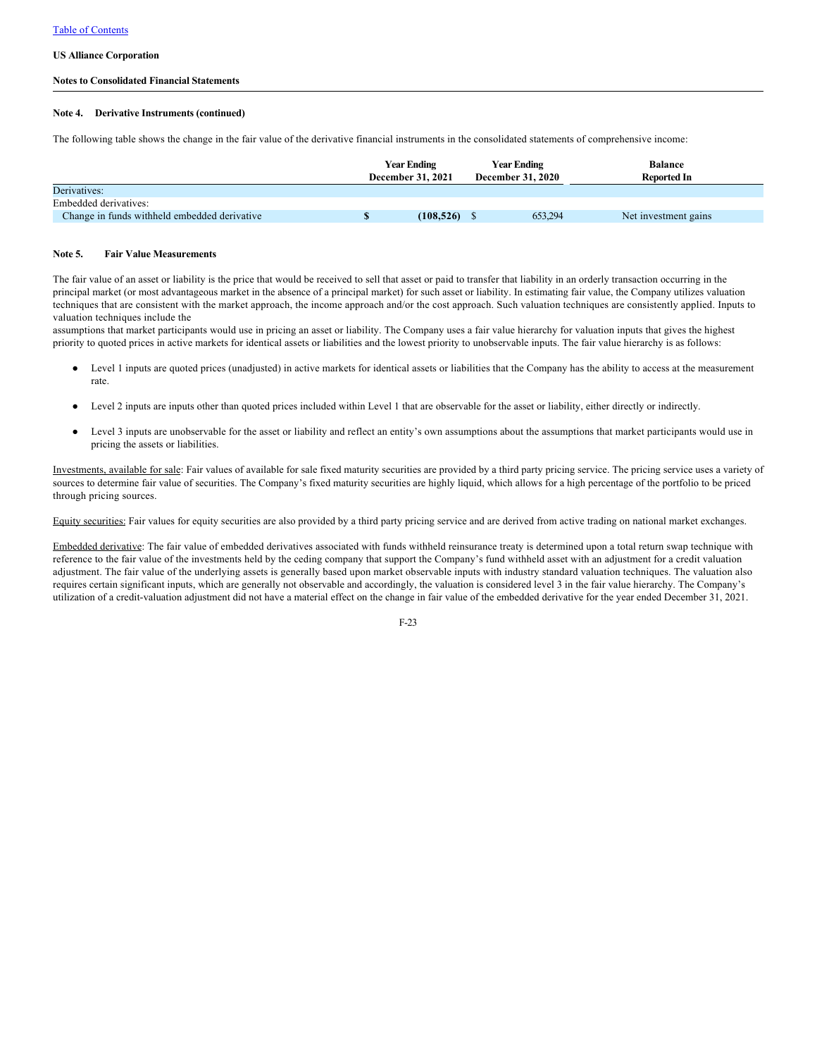**US Alliance Corporation**

**Notes to Consolidated Financial Statements**

**Note 4. Derivative Instruments (continued)**

The following table shows the change in the fair value of the derivative financial instruments in the consolidated statements of comprehensive income:

| | Year Ending December 31, 2021 | Year Ending December 31, 2020 | Balance Reported In |
|---|---|---|---|
| Derivatives: | | | |
| Embedded derivatives: | | | |
| Change in funds withheld embedded derivative | **$ (108,526)** | $ 653,294 | Net investment gains |

**Note 5. Fair Value Measurements**

The fair value of an asset or liability is the price that would be received to sell that asset or paid to transfer that liability in an orderly transaction occurring in the principal market (or most advantageous market in the absence of a principal market) for such asset or liability. In estimating fair value, the Company utilizes valuation techniques that are consistent with the market approach, the income approach and/or the cost approach. Such valuation techniques are consistently applied. Inputs to valuation techniques include the
assumptions that market participants would use in pricing an asset or liability. The Company uses a fair value hierarchy for valuation inputs that gives the highest priority to quoted prices in active markets for identical assets or liabilities and the lowest priority to unobservable inputs. The fair value hierarchy is as follows:

- Level 1 inputs are quoted prices (unadjusted) in active markets for identical assets or liabilities that the Company has the ability to access at the measurement rate.
- Level 2 inputs are inputs other than quoted prices included within Level 1 that are observable for the asset or liability, either directly or indirectly.
- Level 3 inputs are unobservable for the asset or liability and reflect an entity's own assumptions about the assumptions that market participants would use in pricing the assets or liabilities.

Investments, available for sale: Fair values of available for sale fixed maturity securities are provided by a third party pricing service. The pricing service uses a variety of sources to determine fair value of securities. The Company's fixed maturity securities are highly liquid, which allows for a high percentage of the portfolio to be priced through pricing sources.

Equity securities: Fair values for equity securities are also provided by a third party pricing service and are derived from active trading on national market exchanges.

Embedded derivative: The fair value of embedded derivatives associated with funds withheld reinsurance treaty is determined upon a total return swap technique with reference to the fair value of the investments held by the ceding company that support the Company's fund withheld asset with an adjustment for a credit valuation adjustment. The fair value of the underlying assets is generally based upon market observable inputs with industry standard valuation techniques. The valuation also requires certain significant inputs, which are generally not observable and accordingly, the valuation is considered level 3 in the fair value hierarchy. The Company's utilization of a credit-valuation adjustment did not have a material effect on the change in fair value of the embedded derivative for the year ended December 31, 2021.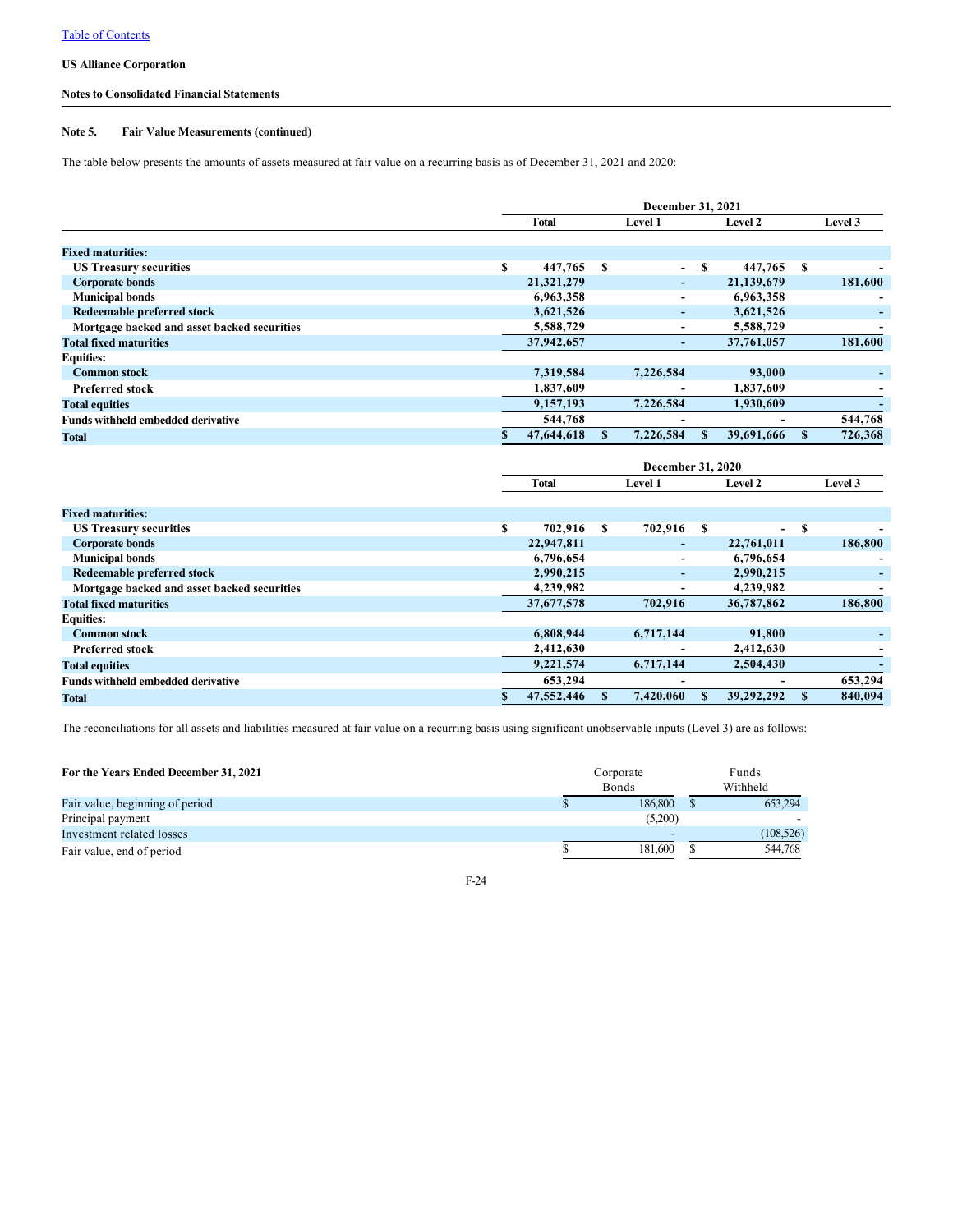US Alliance Corporation

Notes to Consolidated Financial Statements

**Note 5. Fair Value Measurements (continued)**

The table below presents the amounts of assets measured at fair value on a recurring basis as of December 31, 2021 and 2020:

| | December 31, 2021 | | | |
|---|---|---|---|---|
| | Total | Level 1 | Level 2 | Level 3 |
| **Fixed maturities:** | | | | |
| US Treasury securities | $ 447,765 | $ - | $ 447,765 | $ - |
| Corporate bonds | 21,321,279 | - | 21,139,679 | 181,600 |
| Municipal bonds | 6,963,358 | - | 6,963,358 | - |
| Redeemable preferred stock | 3,621,526 | - | 3,621,526 | - |
| Mortgage backed and asset backed securities | 5,588,729 | - | 5,588,729 | - |
| **Total fixed maturities** | 37,942,657 | - | 37,761,057 | 181,600 |
| **Equities:** | | | | |
| Common stock | 7,319,584 | 7,226,584 | 93,000 | - |
| Preferred stock | 1,837,609 | - | 1,837,609 | - |
| **Total equities** | 9,157,193 | 7,226,584 | 1,930,609 | - |
| **Funds withheld embedded derivative** | 544,768 | - | - | 544,768 |
| **Total** | $ 47,644,618 | $ 7,226,584 | $ 39,691,666 | $ 726,368 |

| | December 31, 2020 | | | |
|---|---|---|---|---|
| | Total | Level 1 | Level 2 | Level 3 |
| **Fixed maturities:** | | | | |
| US Treasury securities | $ 702,916 | $ 702,916 | $ - | $ - |
| Corporate bonds | 22,947,811 | - | 22,761,011 | 186,800 |
| Municipal bonds | 6,796,654 | - | 6,796,654 | - |
| Redeemable preferred stock | 2,990,215 | - | 2,990,215 | - |
| Mortgage backed and asset backed securities | 4,239,982 | - | 4,239,982 | - |
| **Total fixed maturities** | 37,677,578 | 702,916 | 36,787,862 | 186,800 |
| **Equities:** | | | | |
| Common stock | 6,808,944 | 6,717,144 | 91,800 | - |
| Preferred stock | 2,412,630 | - | 2,412,630 | - |
| **Total equities** | 9,221,574 | 6,717,144 | 2,504,430 | - |
| **Funds withheld embedded derivative** | 653,294 | - | - | 653,294 |
| **Total** | $ 47,552,446 | $ 7,420,060 | $ 39,292,292 | $ 840,094 |

The reconciliations for all assets and liabilities measured at fair value on a recurring basis using significant unobservable inputs (Level 3) are as follows:

| **For the Years Ended December 31, 2021** | Corporate Bonds | Funds Withheld |
|---|---|---|
| Fair value, beginning of period | $ 186,800 | $ 653,294 |
| Principal payment | (5,200) | - |
| Investment related losses | - | (108,526) |
| Fair value, end of period | $ 181,600 | $ 544,768 |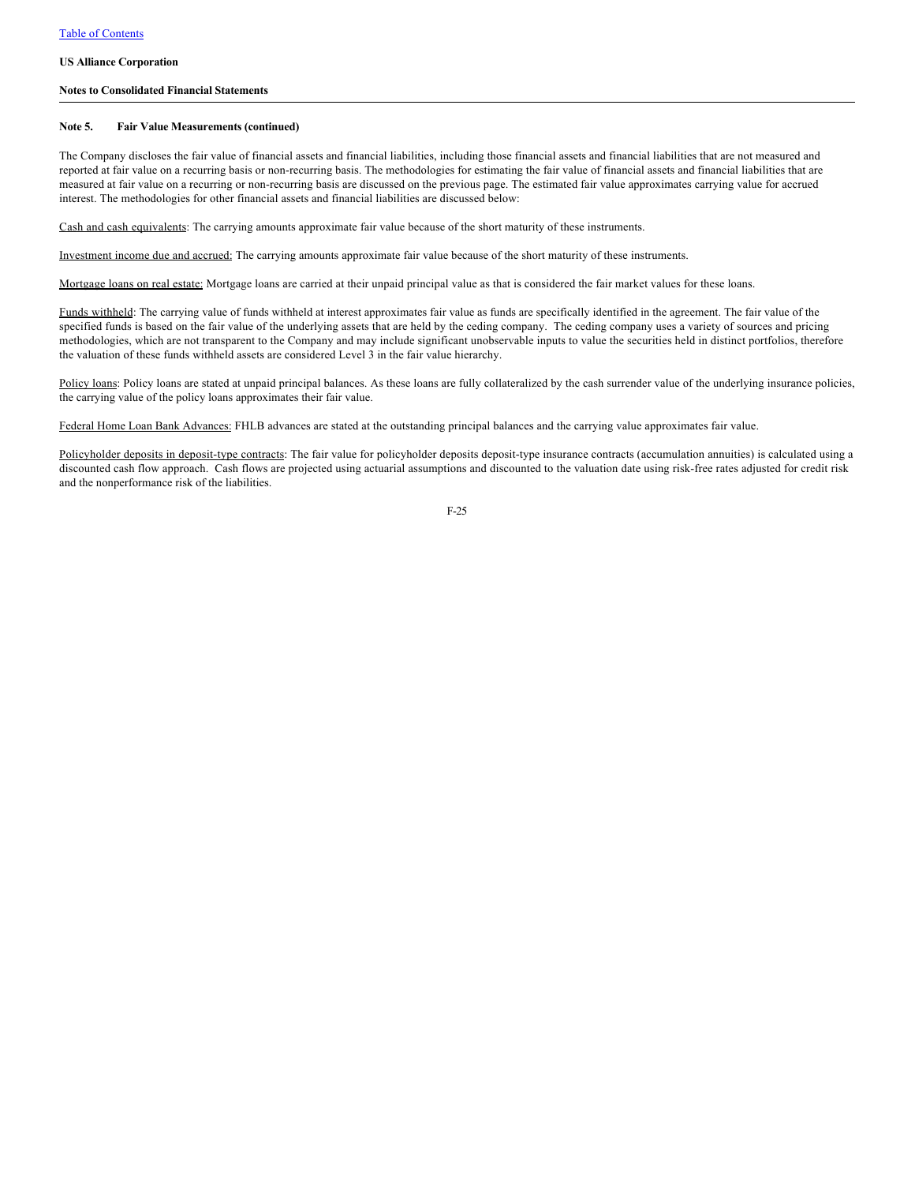**US Alliance Corporation**

**Notes to Consolidated Financial Statements**

---

**Note 5. Fair Value Measurements (continued)**

The Company discloses the fair value of financial assets and financial liabilities, including those financial assets and financial liabilities that are not measured and reported at fair value on a recurring basis or non-recurring basis. The methodologies for estimating the fair value of financial assets and financial liabilities that are measured at fair value on a recurring or non-recurring basis are discussed on the previous page. The estimated fair value approximates carrying value for accrued interest. The methodologies for other financial assets and financial liabilities are discussed below:

Cash and cash equivalents: The carrying amounts approximate fair value because of the short maturity of these instruments.

Investment income due and accrued: The carrying amounts approximate fair value because of the short maturity of these instruments.

Mortgage loans on real estate: Mortgage loans are carried at their unpaid principal value as that is considered the fair market values for these loans.

Funds withheld: The carrying value of funds withheld at interest approximates fair value as funds are specifically identified in the agreement. The fair value of the specified funds is based on the fair value of the underlying assets that are held by the ceding company. The ceding company uses a variety of sources and pricing methodologies, which are not transparent to the Company and may include significant unobservable inputs to value the securities held in distinct portfolios, therefore the valuation of these funds withheld assets are considered Level 3 in the fair value hierarchy.

Policy loans: Policy loans are stated at unpaid principal balances. As these loans are fully collateralized by the cash surrender value of the underlying insurance policies, the carrying value of the policy loans approximates their fair value.

Federal Home Loan Bank Advances: FHLB advances are stated at the outstanding principal balances and the carrying value approximates fair value.

Policyholder deposits in deposit-type contracts: The fair value for policyholder deposits deposit-type insurance contracts (accumulation annuities) is calculated using a discounted cash flow approach. Cash flows are projected using actuarial assumptions and discounted to the valuation date using risk-free rates adjusted for credit risk and the nonperformance risk of the liabilities.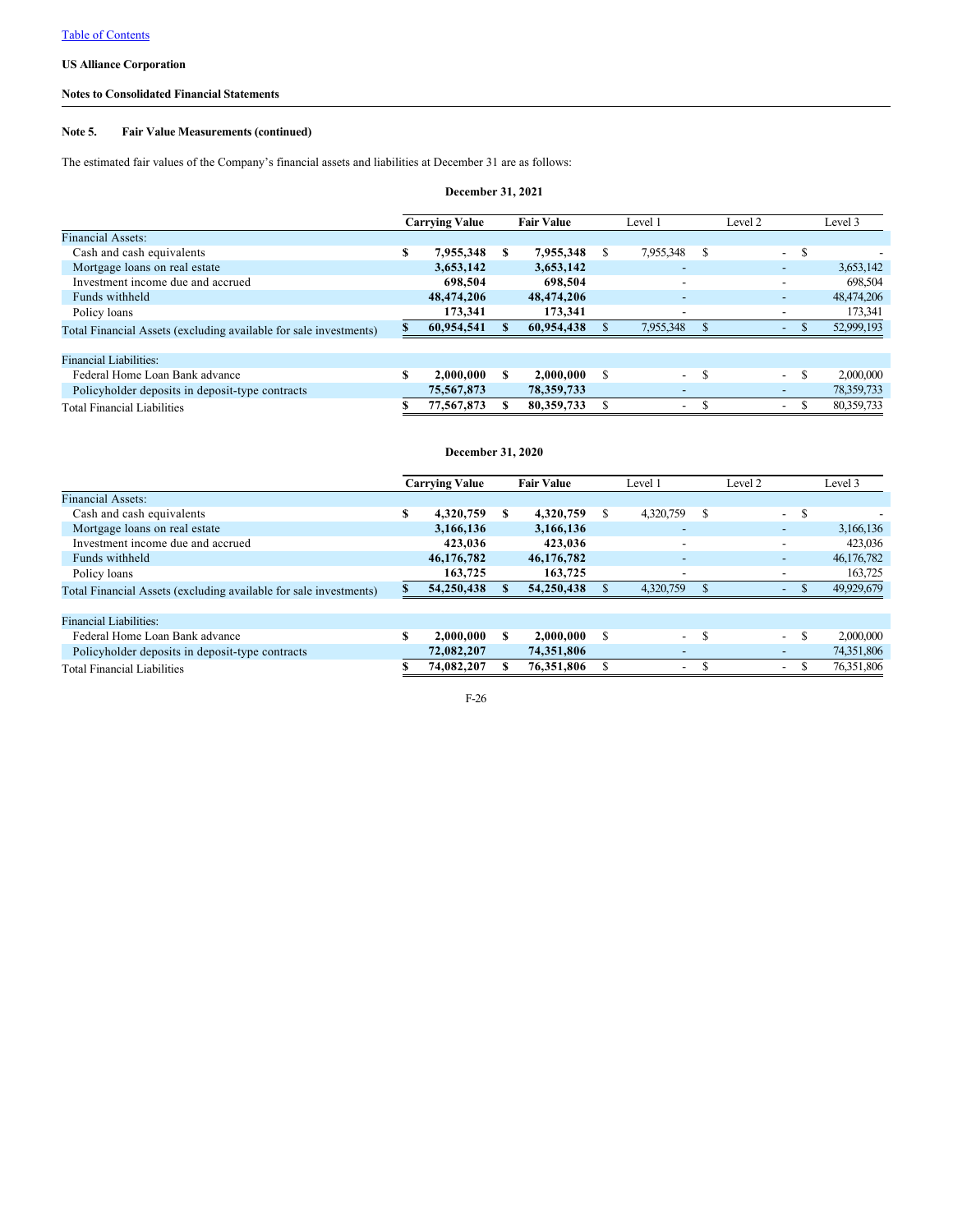Table of Contents

**US Alliance Corporation**

**Notes to Consolidated Financial Statements**

**Note 5. Fair Value Measurements (continued)**

The estimated fair values of the Company's financial assets and liabilities at December 31 are as follows:

**December 31, 2021**

| | Carrying Value | Fair Value | Level 1 | Level 2 | Level 3 |
|---|---|---|---|---|---|
| Financial Assets: | | | | | |
| Cash and cash equivalents | $ 7,955,348 | $ 7,955,348 | $ 7,955,348 | $ - | $ - |
| Mortgage loans on real estate | 3,653,142 | 3,653,142 | - | - | 3,653,142 |
| Investment income due and accrued | 698,504 | 698,504 | - | - | 698,504 |
| Funds withheld | 48,474,206 | 48,474,206 | - | - | 48,474,206 |
| Policy loans | 173,341 | 173,341 | - | - | 173,341 |
| Total Financial Assets (excluding available for sale investments) | $ 60,954,541 | $ 60,954,438 | $ 7,955,348 | $ - | $ 52,999,193 |
| | | | | | |
| Financial Liabilities: | | | | | |
| Federal Home Loan Bank advance | $ 2,000,000 | $ 2,000,000 | $ - | $ - | $ 2,000,000 |
| Policyholder deposits in deposit-type contracts | 75,567,873 | 78,359,733 | - | - | 78,359,733 |
| Total Financial Liabilities | $ 77,567,873 | $ 80,359,733 | $ - | $ - | $ 80,359,733 |

**December 31, 2020**

| | Carrying Value | Fair Value | Level 1 | Level 2 | Level 3 |
|---|---|---|---|---|---|
| Financial Assets: | | | | | |
| Cash and cash equivalents | $ 4,320,759 | $ 4,320,759 | $ 4,320,759 | $ - | $ - |
| Mortgage loans on real estate | 3,166,136 | 3,166,136 | - | - | 3,166,136 |
| Investment income due and accrued | 423,036 | 423,036 | - | - | 423,036 |
| Funds withheld | 46,176,782 | 46,176,782 | - | - | 46,176,782 |
| Policy loans | 163,725 | 163,725 | - | - | 163,725 |
| Total Financial Assets (excluding available for sale investments) | $ 54,250,438 | $ 54,250,438 | $ 4,320,759 | $ - | $ 49,929,679 |
| | | | | | |
| Financial Liabilities: | | | | | |
| Federal Home Loan Bank advance | $ 2,000,000 | $ 2,000,000 | $ - | $ - | $ 2,000,000 |
| Policyholder deposits in deposit-type contracts | 72,082,207 | 74,351,806 | - | - | 74,351,806 |
| Total Financial Liabilities | $ 74,082,207 | $ 76,351,806 | $ - | $ - | $ 76,351,806 |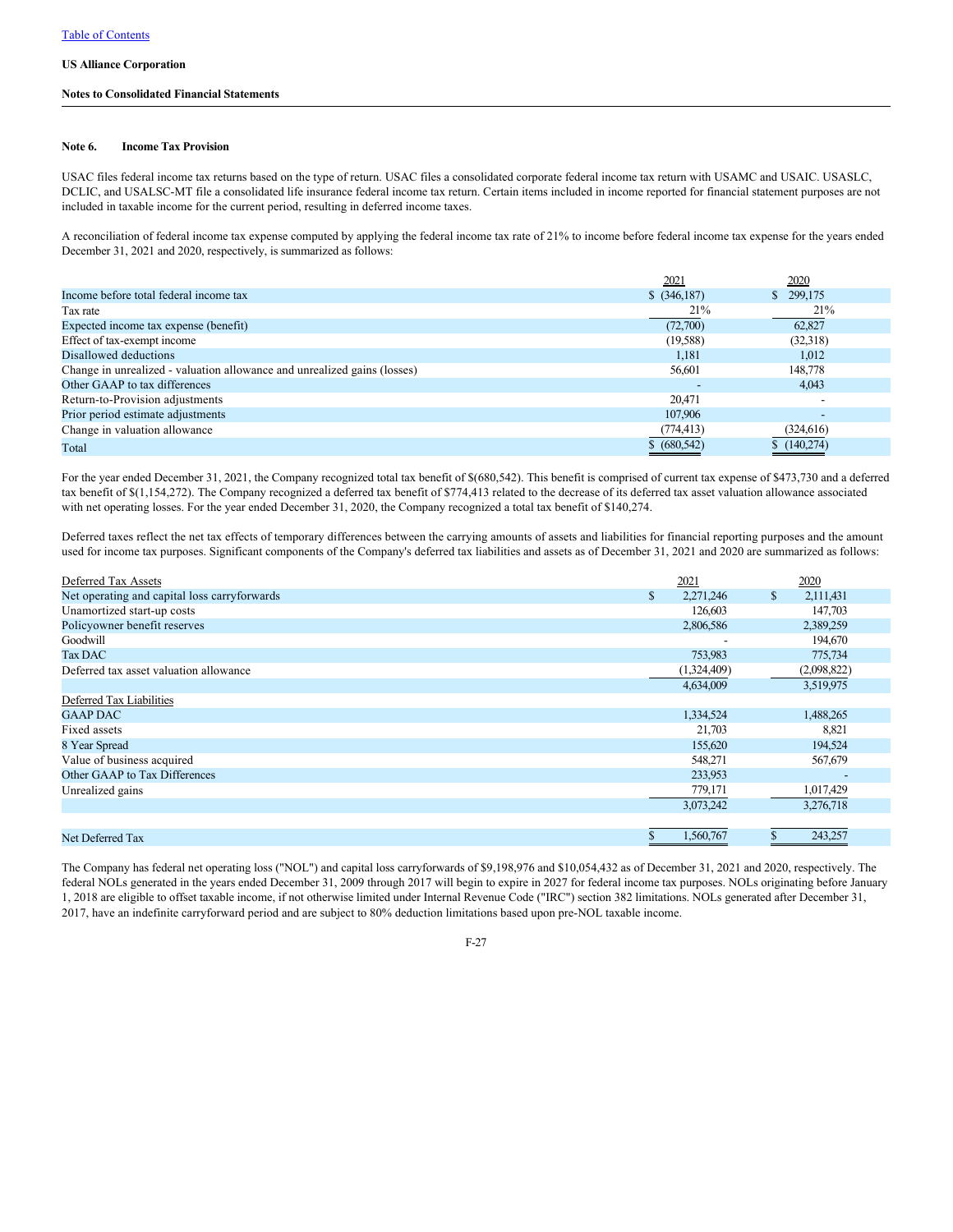US Alliance Corporation

Notes to Consolidated Financial Statements

## Note 6. Income Tax Provision

USAC files federal income tax returns based on the type of return. USAC files a consolidated corporate federal income tax return with USAMC and USAIC. USASLC, DCLIC, and USALSC-MT file a consolidated life insurance federal income tax return. Certain items included in income reported for financial statement purposes are not included in taxable income for the current period, resulting in deferred income taxes.

A reconciliation of federal income tax expense computed by applying the federal income tax rate of 21% to income before federal income tax expense for the years ended December 31, 2021 and 2020, respectively, is summarized as follows:

| | 2021 | 2020 |
|---|---|---|
| Income before total federal income tax | $ (346,187) | $ 299,175 |
| Tax rate | 21% | 21% |
| Expected income tax expense (benefit) | (72,700) | 62,827 |
| Effect of tax-exempt income | (19,588) | (32,318) |
| Disallowed deductions | 1,181 | 1,012 |
| Change in unrealized - valuation allowance and unrealized gains (losses) | 56,601 | 148,778 |
| Other GAAP to tax differences | - | 4,043 |
| Return-to-Provision adjustments | 20,471 | - |
| Prior period estimate adjustments | 107,906 | - |
| Change in valuation allowance | (774,413) | (324,616) |
| Total | $ (680,542) | $ (140,274) |

For the year ended December 31, 2021, the Company recognized total tax benefit of $(680,542). This benefit is comprised of current tax expense of $473,730 and a deferred tax benefit of $(1,154,272). The Company recognized a deferred tax benefit of $774,413 related to the decrease of its deferred tax asset valuation allowance associated with net operating losses. For the year ended December 31, 2020, the Company recognized a total tax benefit of $140,274.

Deferred taxes reflect the net tax effects of temporary differences between the carrying amounts of assets and liabilities for financial reporting purposes and the amount used for income tax purposes. Significant components of the Company's deferred tax liabilities and assets as of December 31, 2021 and 2020 are summarized as follows:

| Deferred Tax Assets | 2021 | 2020 |
|---|---|---|
| Net operating and capital loss carryforwards | $ 2,271,246 | $ 2,111,431 |
| Unamortized start-up costs | 126,603 | 147,703 |
| Policyowner benefit reserves | 2,806,586 | 2,389,259 |
| Goodwill | - | 194,670 |
| Tax DAC | 753,983 | 775,734 |
| Deferred tax asset valuation allowance | (1,324,409) | (2,098,822) |
| | 4,634,009 | 3,519,975 |
| **Deferred Tax Liabilities** | | |
| GAAP DAC | 1,334,524 | 1,488,265 |
| Fixed assets | 21,703 | 8,821 |
| 8 Year Spread | 155,620 | 194,524 |
| Value of business acquired | 548,271 | 567,679 |
| Other GAAP to Tax Differences | 233,953 | - |
| Unrealized gains | 779,171 | 1,017,429 |
| | 3,073,242 | 3,276,718 |
| | | |
| Net Deferred Tax | $ 1,560,767 | $ 243,257 |

The Company has federal net operating loss ("NOL") and capital loss carryforwards of $9,198,976 and $10,054,432 as of December 31, 2021 and 2020, respectively. The federal NOLs generated in the years ended December 31, 2009 through 2017 will begin to expire in 2027 for federal income tax purposes. NOLs originating before January 1, 2018 are eligible to offset taxable income, if not otherwise limited under Internal Revenue Code ("IRC") section 382 limitations. NOLs generated after December 31, 2017, have an indefinite carryforward period and are subject to 80% deduction limitations based upon pre-NOL taxable income.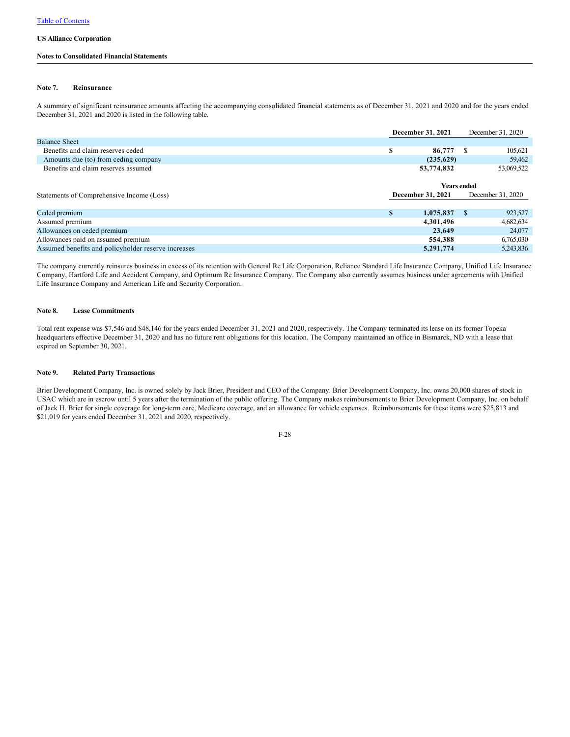US Alliance Corporation

Notes to Consolidated Financial Statements

## Note 7. Reinsurance

A summary of significant reinsurance amounts affecting the accompanying consolidated financial statements as of December 31, 2021 and 2020 and for the years ended December 31, 2021 and 2020 is listed in the following table.

| | December 31, 2021 | December 31, 2020 |
|---|---|---|
| Balance Sheet | | |
| Benefits and claim reserves ceded | **$ 86,777** | $ 105,621 |
| Amounts due (to) from ceding company | **(235,629)** | 59,462 |
| Benefits and claim reserves assumed | **53,774,832** | 53,069,522 |
| | **Years ended** | |
| Statements of Comprehensive Income (Loss) | **December 31, 2021** | December 31, 2020 |
| Ceded premium | **$ 1,075,837** | $ 923,527 |
| Assumed premium | **4,301,496** | 4,682,634 |
| Allowances on ceded premium | **23,649** | 24,077 |
| Allowances paid on assumed premium | **554,388** | 6,765,030 |
| Assumed benefits and policyholder reserve increases | **5,291,774** | 5,243,836 |

The company currently reinsures business in excess of its retention with General Re Life Corporation, Reliance Standard Life Insurance Company, Unified Life Insurance Company, Hartford Life and Accident Company, and Optimum Re Insurance Company. The Company also currently assumes business under agreements with Unified Life Insurance Company and American Life and Security Corporation.

## Note 8. Lease Commitments

Total rent expense was $7,546 and $48,146 for the years ended December 31, 2021 and 2020, respectively. The Company terminated its lease on its former Topeka headquarters effective December 31, 2020 and has no future rent obligations for this location. The Company maintained an office in Bismarck, ND with a lease that expired on September 30, 2021.

## Note 9. Related Party Transactions

Brier Development Company, Inc. is owned solely by Jack Brier, President and CEO of the Company. Brier Development Company, Inc. owns 20,000 shares of stock in USAC which are in escrow until 5 years after the termination of the public offering. The Company makes reimbursements to Brier Development Company, Inc. on behalf of Jack H. Brier for single coverage for long-term care, Medicare coverage, and an allowance for vehicle expenses. Reimbursements for these items were $25,813 and $21,019 for years ended December 31, 2021 and 2020, respectively.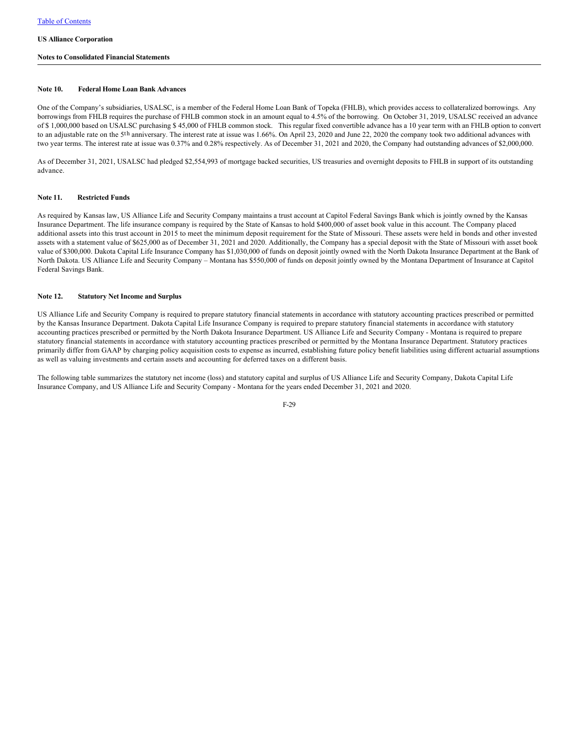**US Alliance Corporation**

**Notes to Consolidated Financial Statements**

**Note 10. Federal Home Loan Bank Advances**

One of the Company's subsidiaries, USALSC, is a member of the Federal Home Loan Bank of Topeka (FHLB), which provides access to collateralized borrowings. Any borrowings from FHLB requires the purchase of FHLB common stock in an amount equal to 4.5% of the borrowing. On October 31, 2019, USALSC received an advance of $ 1,000,000 based on USALSC purchasing $ 45,000 of FHLB common stock. This regular fixed convertible advance has a 10 year term with an FHLB option to convert to an adjustable rate on the 5th anniversary. The interest rate at issue was 1.66%. On April 23, 2020 and June 22, 2020 the company took two additional advances with two year terms. The interest rate at issue was 0.37% and 0.28% respectively. As of December 31, 2021 and 2020, the Company had outstanding advances of $2,000,000.

As of December 31, 2021, USALSC had pledged $2,554,993 of mortgage backed securities, US treasuries and overnight deposits to FHLB in support of its outstanding advance.

**Note 11. Restricted Funds**

As required by Kansas law, US Alliance Life and Security Company maintains a trust account at Capitol Federal Savings Bank which is jointly owned by the Kansas Insurance Department. The life insurance company is required by the State of Kansas to hold $400,000 of asset book value in this account. The Company placed additional assets into this trust account in 2015 to meet the minimum deposit requirement for the State of Missouri. These assets were held in bonds and other invested assets with a statement value of $625,000 as of December 31, 2021 and 2020. Additionally, the Company has a special deposit with the State of Missouri with asset book value of $300,000. Dakota Capital Life Insurance Company has $1,030,000 of funds on deposit jointly owned with the North Dakota Insurance Department at the Bank of North Dakota. US Alliance Life and Security Company – Montana has $550,000 of funds on deposit jointly owned by the Montana Department of Insurance at Capitol Federal Savings Bank.

**Note 12. Statutory Net Income and Surplus**

US Alliance Life and Security Company is required to prepare statutory financial statements in accordance with statutory accounting practices prescribed or permitted by the Kansas Insurance Department. Dakota Capital Life Insurance Company is required to prepare statutory financial statements in accordance with statutory accounting practices prescribed or permitted by the North Dakota Insurance Department. US Alliance Life and Security Company - Montana is required to prepare statutory financial statements in accordance with statutory accounting practices prescribed or permitted by the Montana Insurance Department. Statutory practices primarily differ from GAAP by charging policy acquisition costs to expense as incurred, establishing future policy benefit liabilities using different actuarial assumptions as well as valuing investments and certain assets and accounting for deferred taxes on a different basis.

The following table summarizes the statutory net income (loss) and statutory capital and surplus of US Alliance Life and Security Company, Dakota Capital Life Insurance Company, and US Alliance Life and Security Company - Montana for the years ended December 31, 2021 and 2020.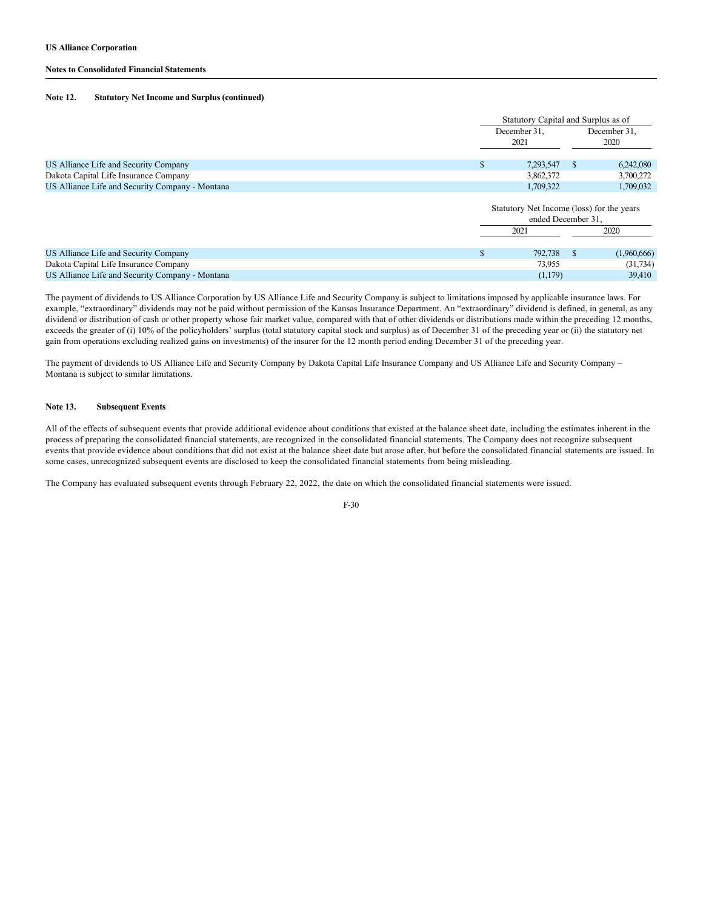**US Alliance Corporation**

**Notes to Consolidated Financial Statements**

**Note 12. Statutory Net Income and Surplus (continued)**

| | Statutory Capital and Surplus as of | |
|---|---|---|
| | December 31, 2021 | December 31, 2020 |
| US Alliance Life and Security Company | $ 7,293,547 | $ 6,242,080 |
| Dakota Capital Life Insurance Company | 3,862,372 | 3,700,272 |
| US Alliance Life and Security Company - Montana | 1,709,322 | 1,709,032 |

| | Statutory Net Income (loss) for the years ended December 31, | |
|---|---|---|
| | 2021 | 2020 |
| US Alliance Life and Security Company | $ 792,738 | $ (1,960,666) |
| Dakota Capital Life Insurance Company | 73,955 | (31,734) |
| US Alliance Life and Security Company - Montana | (1,179) | 39,410 |

The payment of dividends to US Alliance Corporation by US Alliance Life and Security Company is subject to limitations imposed by applicable insurance laws. For example, "extraordinary" dividends may not be paid without permission of the Kansas Insurance Department. An "extraordinary" dividend is defined, in general, as any dividend or distribution of cash or other property whose fair market value, compared with that of other dividends or distributions made within the preceding 12 months, exceeds the greater of (i) 10% of the policyholders' surplus (total statutory capital stock and surplus) as of December 31 of the preceding year or (ii) the statutory net gain from operations excluding realized gains on investments) of the insurer for the 12 month period ending December 31 of the preceding year.

The payment of dividends to US Alliance Life and Security Company by Dakota Capital Life Insurance Company and US Alliance Life and Security Company – Montana is subject to similar limitations.

**Note 13. Subsequent Events**

All of the effects of subsequent events that provide additional evidence about conditions that existed at the balance sheet date, including the estimates inherent in the process of preparing the consolidated financial statements, are recognized in the consolidated financial statements. The Company does not recognize subsequent events that provide evidence about conditions that did not exist at the balance sheet date but arose after, but before the consolidated financial statements are issued. In some cases, unrecognized subsequent events are disclosed to keep the consolidated financial statements from being misleading.

The Company has evaluated subsequent events through February 22, 2022, the date on which the consolidated financial statements were issued.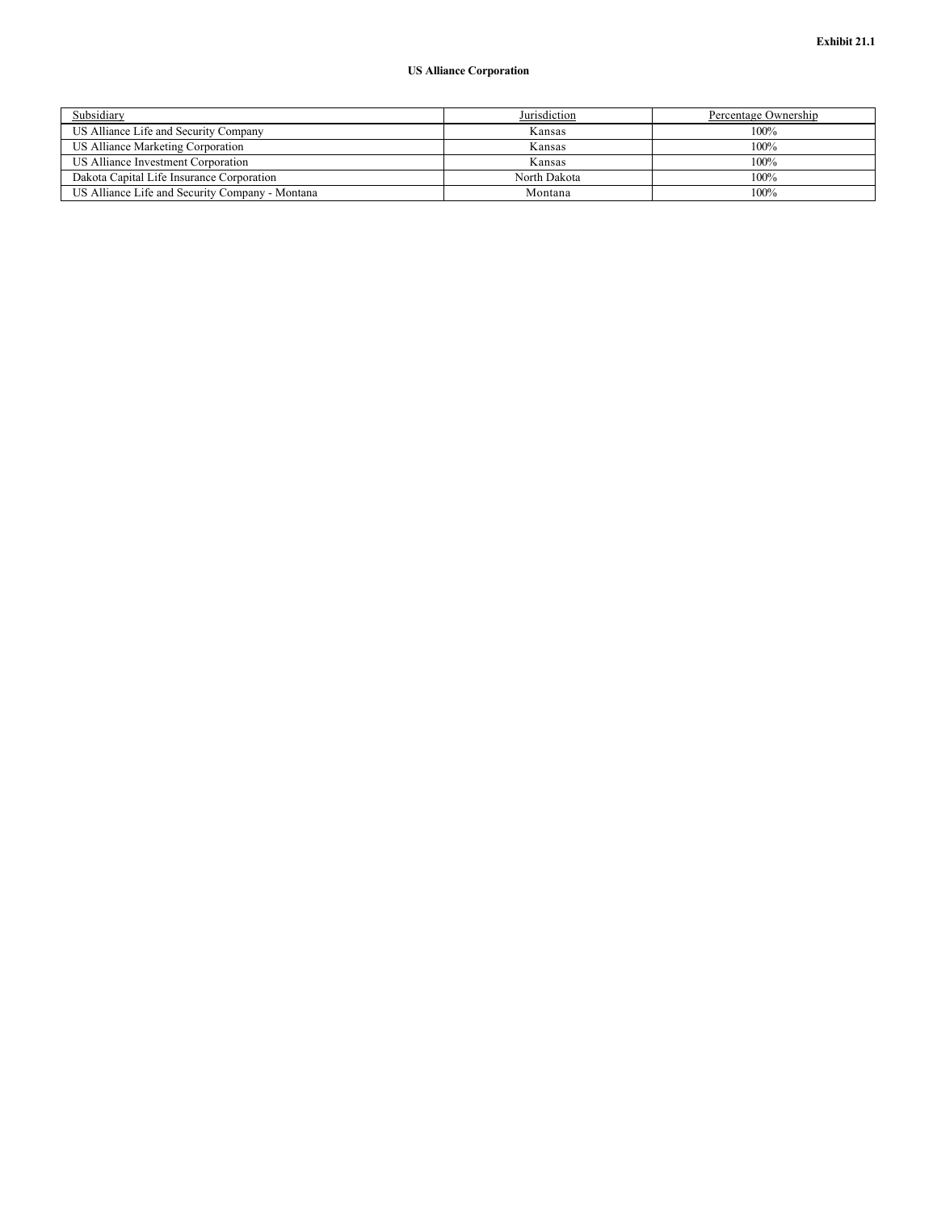**Exhibit 21.1**

**US Alliance Corporation**

| Subsidiary | Jurisdiction | Percentage Ownership |
|---|---|---|
| US Alliance Life and Security Company | Kansas | 100% |
| US Alliance Marketing Corporation | Kansas | 100% |
| US Alliance Investment Corporation | Kansas | 100% |
| Dakota Capital Life Insurance Corporation | North Dakota | 100% |
| US Alliance Life and Security Company - Montana | Montana | 100% |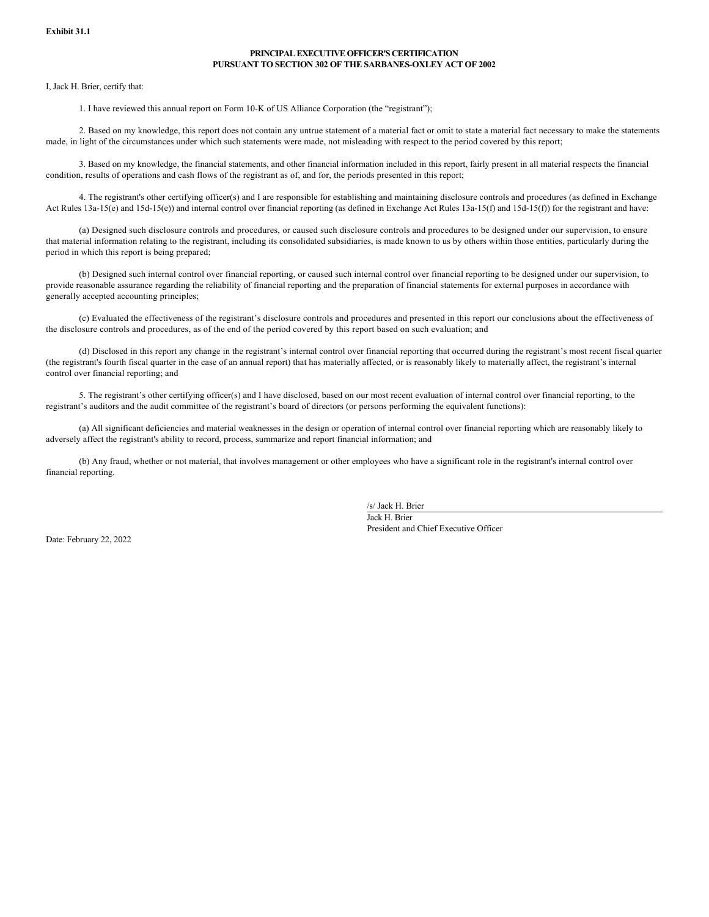**Exhibit 31.1**

**PRINCIPAL EXECUTIVE OFFICER'S CERTIFICATION**
**PURSUANT TO SECTION 302 OF THE SARBANES-OXLEY ACT OF 2002**

I, Jack H. Brier, certify that:

1. I have reviewed this annual report on Form 10-K of US Alliance Corporation (the "registrant");

2. Based on my knowledge, this report does not contain any untrue statement of a material fact or omit to state a material fact necessary to make the statements made, in light of the circumstances under which such statements were made, not misleading with respect to the period covered by this report;

3. Based on my knowledge, the financial statements, and other financial information included in this report, fairly present in all material respects the financial condition, results of operations and cash flows of the registrant as of, and for, the periods presented in this report;

4. The registrant's other certifying officer(s) and I are responsible for establishing and maintaining disclosure controls and procedures (as defined in Exchange Act Rules 13a-15(e) and 15d-15(e)) and internal control over financial reporting (as defined in Exchange Act Rules 13a-15(f) and 15d-15(f)) for the registrant and have:

(a) Designed such disclosure controls and procedures, or caused such disclosure controls and procedures to be designed under our supervision, to ensure that material information relating to the registrant, including its consolidated subsidiaries, is made known to us by others within those entities, particularly during the period in which this report is being prepared;

(b) Designed such internal control over financial reporting, or caused such internal control over financial reporting to be designed under our supervision, to provide reasonable assurance regarding the reliability of financial reporting and the preparation of financial statements for external purposes in accordance with generally accepted accounting principles;

(c) Evaluated the effectiveness of the registrant's disclosure controls and procedures and presented in this report our conclusions about the effectiveness of the disclosure controls and procedures, as of the end of the period covered by this report based on such evaluation; and

(d) Disclosed in this report any change in the registrant's internal control over financial reporting that occurred during the registrant's most recent fiscal quarter (the registrant's fourth fiscal quarter in the case of an annual report) that has materially affected, or is reasonably likely to materially affect, the registrant's internal control over financial reporting; and

5. The registrant's other certifying officer(s) and I have disclosed, based on our most recent evaluation of internal control over financial reporting, to the registrant's auditors and the audit committee of the registrant's board of directors (or persons performing the equivalent functions):

(a) All significant deficiencies and material weaknesses in the design or operation of internal control over financial reporting which are reasonably likely to adversely affect the registrant's ability to record, process, summarize and report financial information; and

(b) Any fraud, whether or not material, that involves management or other employees who have a significant role in the registrant's internal control over financial reporting.

/s/ Jack H. Brier
Jack H. Brier
President and Chief Executive Officer

Date: February 22, 2022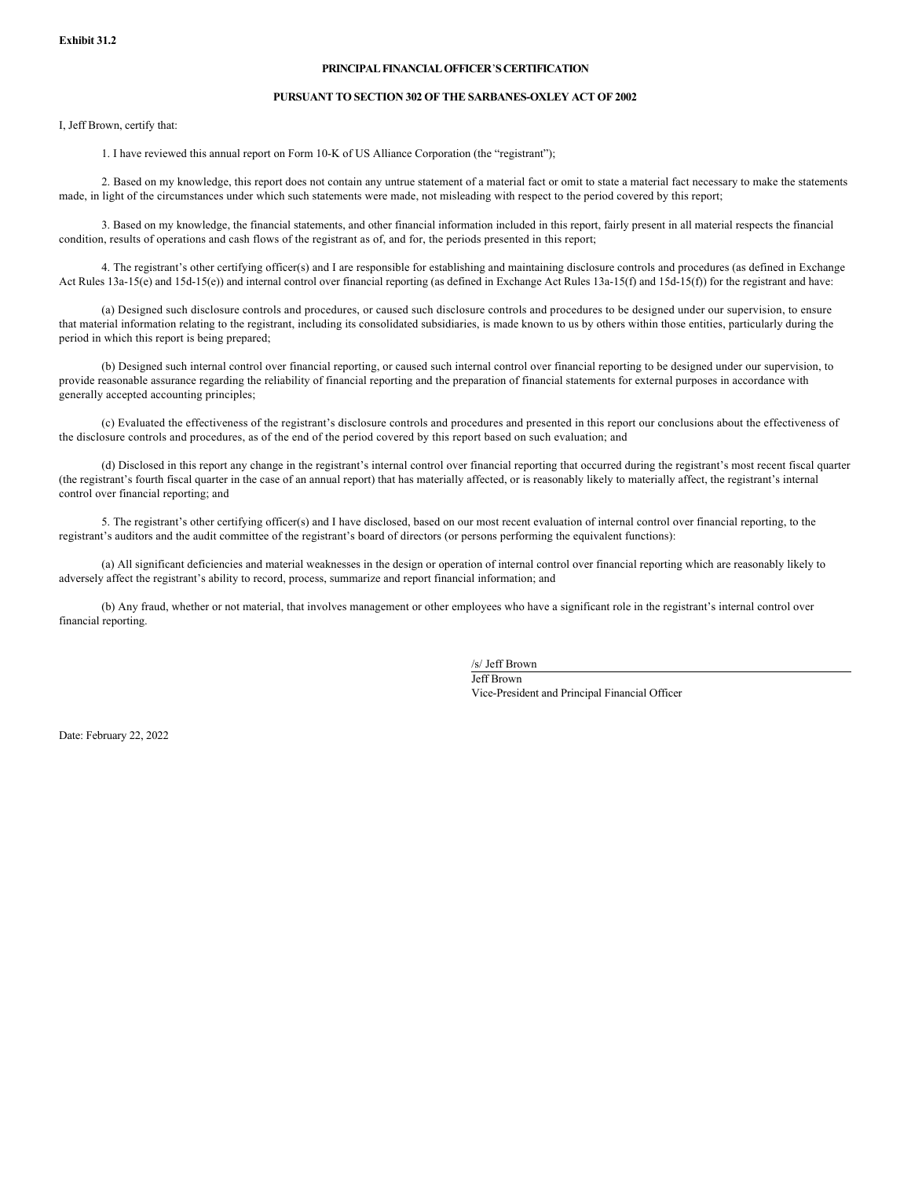**Exhibit 31.2**

**PRINCIPAL FINANCIAL OFFICER'S CERTIFICATION**

**PURSUANT TO SECTION 302 OF THE SARBANES-OXLEY ACT OF 2002**

I, Jeff Brown, certify that:

1. I have reviewed this annual report on Form 10-K of US Alliance Corporation (the "registrant");

2. Based on my knowledge, this report does not contain any untrue statement of a material fact or omit to state a material fact necessary to make the statements made, in light of the circumstances under which such statements were made, not misleading with respect to the period covered by this report;

3. Based on my knowledge, the financial statements, and other financial information included in this report, fairly present in all material respects the financial condition, results of operations and cash flows of the registrant as of, and for, the periods presented in this report;

4. The registrant's other certifying officer(s) and I are responsible for establishing and maintaining disclosure controls and procedures (as defined in Exchange Act Rules 13a-15(e) and 15d-15(e)) and internal control over financial reporting (as defined in Exchange Act Rules 13a-15(f) and 15d-15(f)) for the registrant and have:

(a) Designed such disclosure controls and procedures, or caused such disclosure controls and procedures to be designed under our supervision, to ensure that material information relating to the registrant, including its consolidated subsidiaries, is made known to us by others within those entities, particularly during the period in which this report is being prepared;

(b) Designed such internal control over financial reporting, or caused such internal control over financial reporting to be designed under our supervision, to provide reasonable assurance regarding the reliability of financial reporting and the preparation of financial statements for external purposes in accordance with generally accepted accounting principles;

(c) Evaluated the effectiveness of the registrant's disclosure controls and procedures and presented in this report our conclusions about the effectiveness of the disclosure controls and procedures, as of the end of the period covered by this report based on such evaluation; and

(d) Disclosed in this report any change in the registrant's internal control over financial reporting that occurred during the registrant's most recent fiscal quarter (the registrant's fourth fiscal quarter in the case of an annual report) that has materially affected, or is reasonably likely to materially affect, the registrant's internal control over financial reporting; and

5. The registrant's other certifying officer(s) and I have disclosed, based on our most recent evaluation of internal control over financial reporting, to the registrant's auditors and the audit committee of the registrant's board of directors (or persons performing the equivalent functions):

(a) All significant deficiencies and material weaknesses in the design or operation of internal control over financial reporting which are reasonably likely to adversely affect the registrant's ability to record, process, summarize and report financial information; and

(b) Any fraud, whether or not material, that involves management or other employees who have a significant role in the registrant's internal control over financial reporting.

/s/ Jeff Brown

Jeff Brown
Vice-President and Principal Financial Officer

Date: February 22, 2022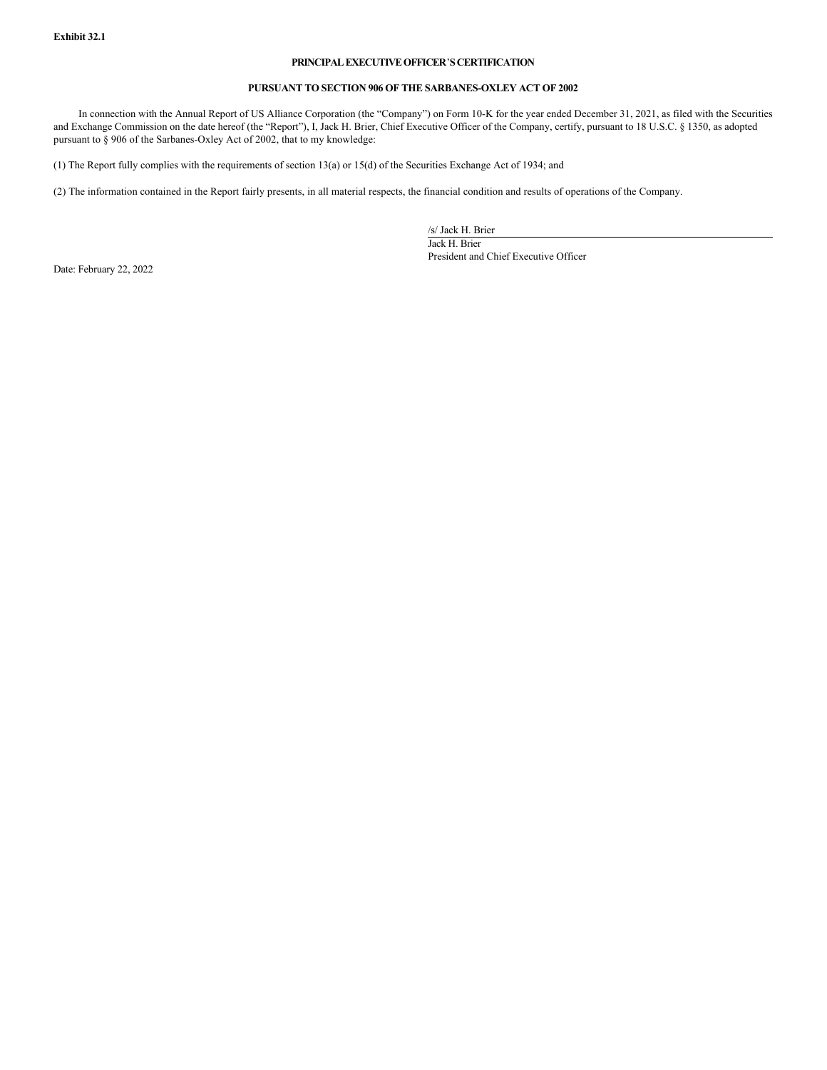**Exhibit 32.1**

**PRINCIPAL EXECUTIVE OFFICER'S CERTIFICATION**

**PURSUANT TO SECTION 906 OF THE SARBANES-OXLEY ACT OF 2002**

In connection with the Annual Report of US Alliance Corporation (the "Company") on Form 10-K for the year ended December 31, 2021, as filed with the Securities and Exchange Commission on the date hereof (the "Report"), I, Jack H. Brier, Chief Executive Officer of the Company, certify, pursuant to 18 U.S.C. § 1350, as adopted pursuant to § 906 of the Sarbanes-Oxley Act of 2002, that to my knowledge:

(1) The Report fully complies with the requirements of section 13(a) or 15(d) of the Securities Exchange Act of 1934; and

(2) The information contained in the Report fairly presents, in all material respects, the financial condition and results of operations of the Company.

/s/ Jack H. Brier
Jack H. Brier
President and Chief Executive Officer

Date: February 22, 2022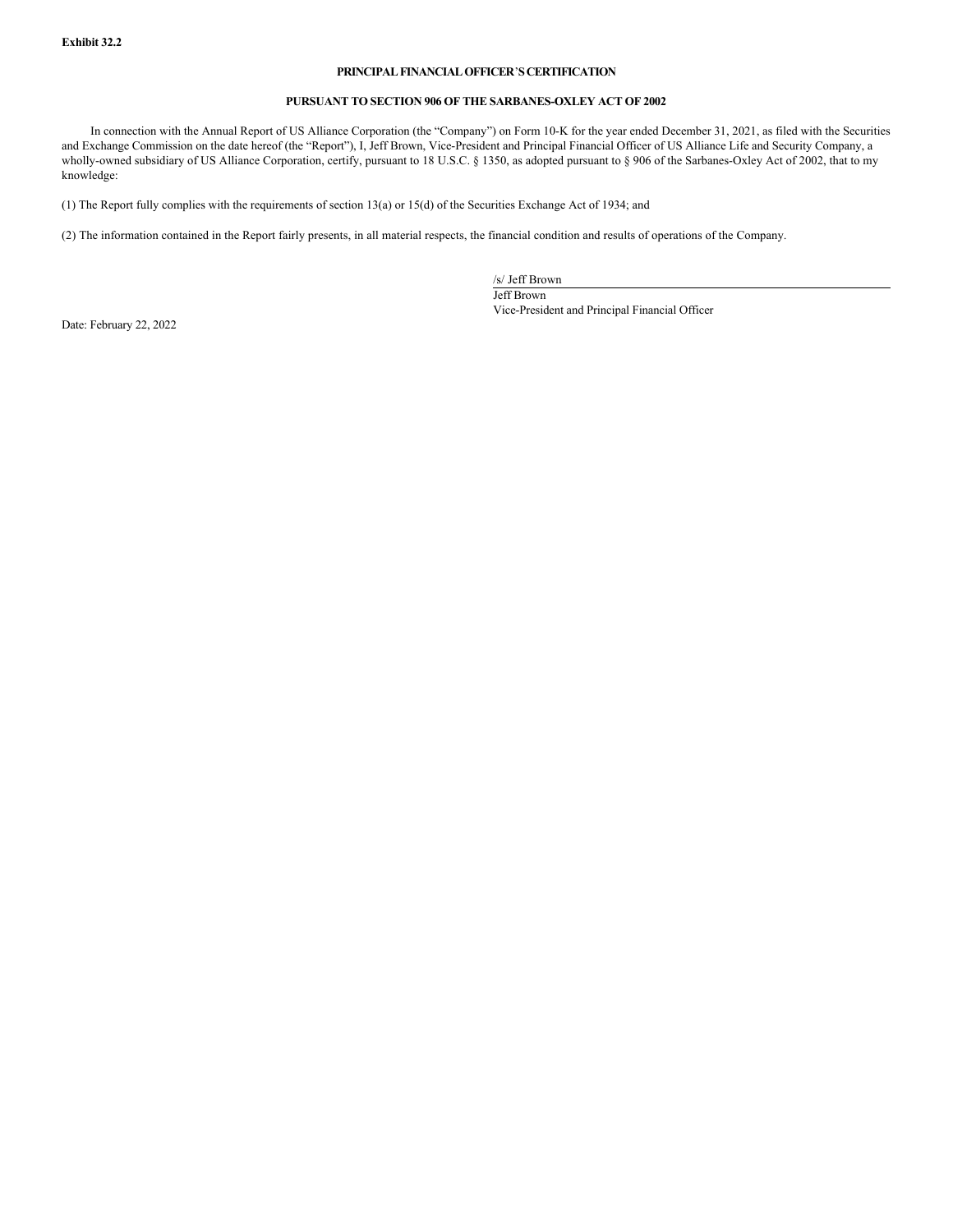**Exhibit 32.2**

**PRINCIPAL FINANCIAL OFFICER'S CERTIFICATION**

**PURSUANT TO SECTION 906 OF THE SARBANES-OXLEY ACT OF 2002**

In connection with the Annual Report of US Alliance Corporation (the "Company") on Form 10-K for the year ended December 31, 2021, as filed with the Securities and Exchange Commission on the date hereof (the "Report"), I, Jeff Brown, Vice-President and Principal Financial Officer of US Alliance Life and Security Company, a wholly-owned subsidiary of US Alliance Corporation, certify, pursuant to 18 U.S.C. § 1350, as adopted pursuant to § 906 of the Sarbanes-Oxley Act of 2002, that to my knowledge:

(1) The Report fully complies with the requirements of section 13(a) or 15(d) of the Securities Exchange Act of 1934; and

(2) The information contained in the Report fairly presents, in all material respects, the financial condition and results of operations of the Company.

/s/ Jeff Brown

Jeff Brown

Vice-President and Principal Financial Officer

Date: February 22, 2022